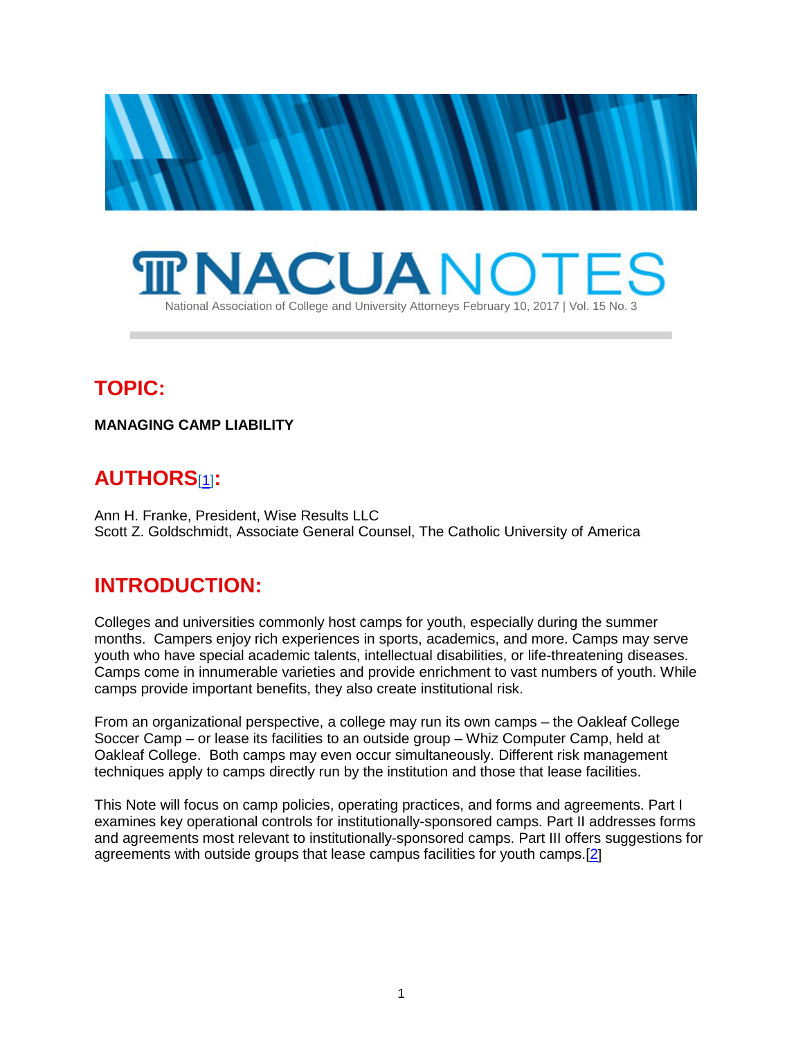# NACUA NOTES

National Association of College and University Attorneys February 10, 2017 | Vol. 15 No. 3

## TOPIC:

**MANAGING CAMP LIABILITY**

## AUTHORS[1]:

Ann H. Franke, President, Wise Results LLC
Scott Z. Goldschmidt, Associate General Counsel, The Catholic University of America

## INTRODUCTION:

Colleges and universities commonly host camps for youth, especially during the summer months. Campers enjoy rich experiences in sports, academics, and more. Camps may serve youth who have special academic talents, intellectual disabilities, or life-threatening diseases. Camps come in innumerable varieties and provide enrichment to vast numbers of youth. While camps provide important benefits, they also create institutional risk.

From an organizational perspective, a college may run its own camps – the Oakleaf College Soccer Camp – or lease its facilities to an outside group – Whiz Computer Camp, held at Oakleaf College. Both camps may even occur simultaneously. Different risk management techniques apply to camps directly run by the institution and those that lease facilities.

This Note will focus on camp policies, operating practices, and forms and agreements. Part I examines key operational controls for institutionally-sponsored camps. Part II addresses forms and agreements most relevant to institutionally-sponsored camps. Part III offers suggestions for agreements with outside groups that lease campus facilities for youth camps.[2]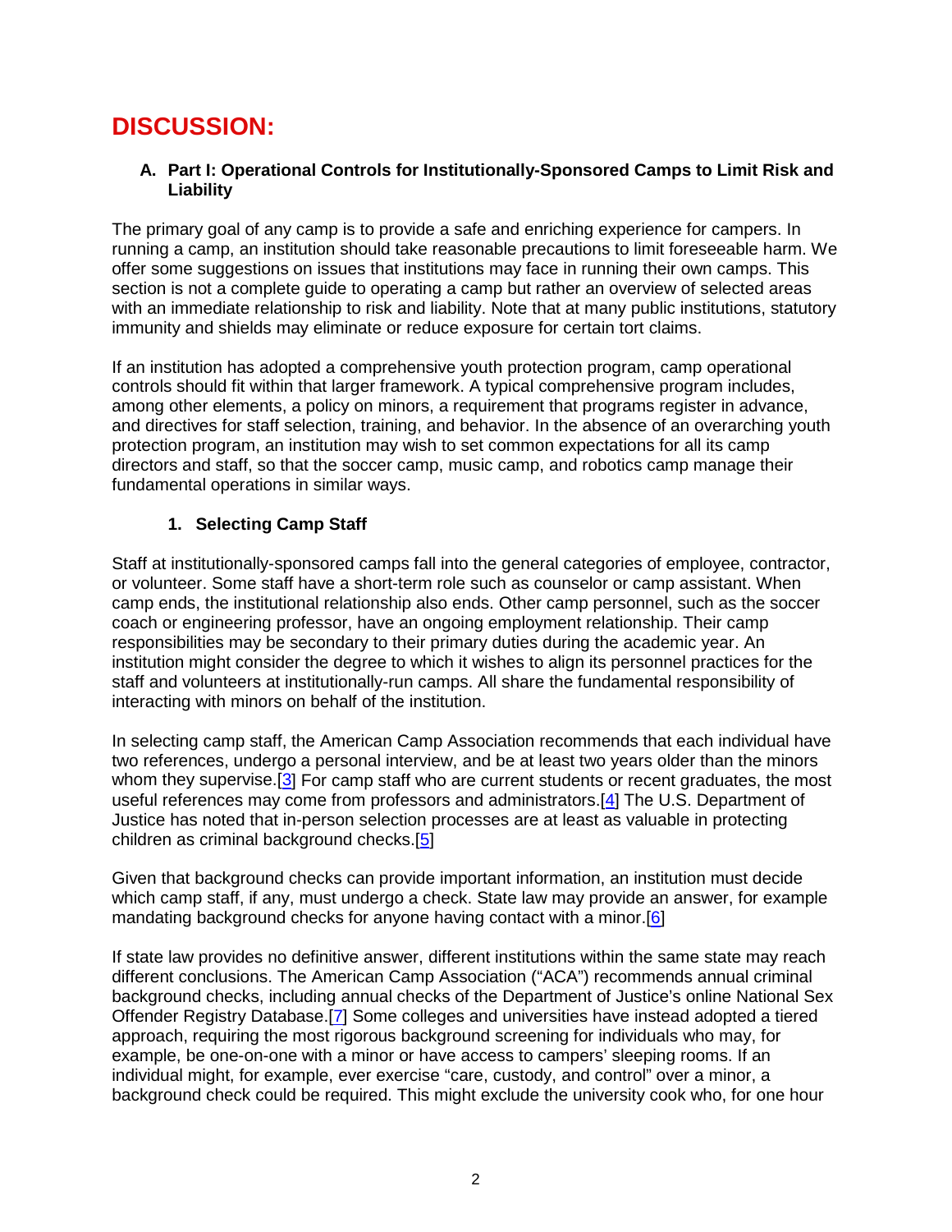# DISCUSSION:

### A. Part I: Operational Controls for Institutionally-Sponsored Camps to Limit Risk and Liability

The primary goal of any camp is to provide a safe and enriching experience for campers. In running a camp, an institution should take reasonable precautions to limit foreseeable harm. We offer some suggestions on issues that institutions may face in running their own camps. This section is not a complete guide to operating a camp but rather an overview of selected areas with an immediate relationship to risk and liability. Note that at many public institutions, statutory immunity and shields may eliminate or reduce exposure for certain tort claims.

If an institution has adopted a comprehensive youth protection program, camp operational controls should fit within that larger framework. A typical comprehensive program includes, among other elements, a policy on minors, a requirement that programs register in advance, and directives for staff selection, training, and behavior. In the absence of an overarching youth protection program, an institution may wish to set common expectations for all its camp directors and staff, so that the soccer camp, music camp, and robotics camp manage their fundamental operations in similar ways.

#### 1. Selecting Camp Staff

Staff at institutionally-sponsored camps fall into the general categories of employee, contractor, or volunteer. Some staff have a short-term role such as counselor or camp assistant. When camp ends, the institutional relationship also ends. Other camp personnel, such as the soccer coach or engineering professor, have an ongoing employment relationship. Their camp responsibilities may be secondary to their primary duties during the academic year. An institution might consider the degree to which it wishes to align its personnel practices for the staff and volunteers at institutionally-run camps. All share the fundamental responsibility of interacting with minors on behalf of the institution.

In selecting camp staff, the American Camp Association recommends that each individual have two references, undergo a personal interview, and be at least two years older than the minors whom they supervise.[3] For camp staff who are current students or recent graduates, the most useful references may come from professors and administrators.[4] The U.S. Department of Justice has noted that in-person selection processes are at least as valuable in protecting children as criminal background checks.[5]

Given that background checks can provide important information, an institution must decide which camp staff, if any, must undergo a check. State law may provide an answer, for example mandating background checks for anyone having contact with a minor.[6]

If state law provides no definitive answer, different institutions within the same state may reach different conclusions. The American Camp Association ("ACA") recommends annual criminal background checks, including annual checks of the Department of Justice's online National Sex Offender Registry Database.[7] Some colleges and universities have instead adopted a tiered approach, requiring the most rigorous background screening for individuals who may, for example, be one-on-one with a minor or have access to campers' sleeping rooms. If an individual might, for example, ever exercise "care, custody, and control" over a minor, a background check could be required. This might exclude the university cook who, for one hour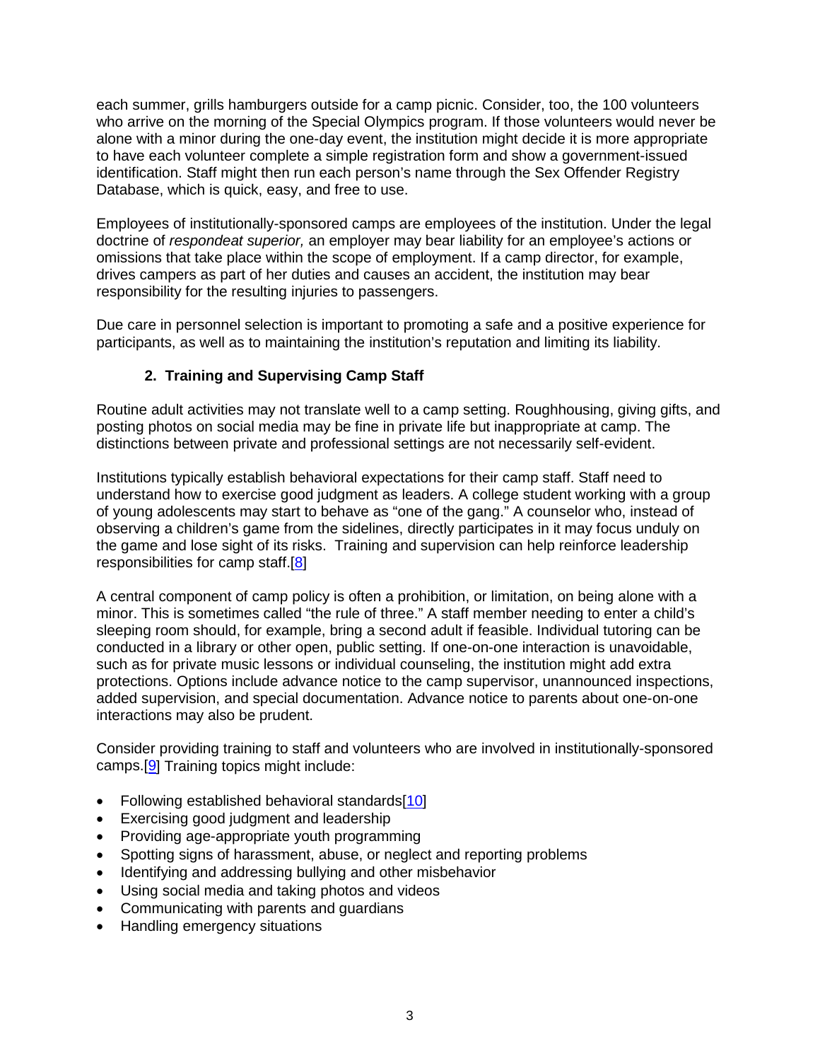each summer, grills hamburgers outside for a camp picnic. Consider, too, the 100 volunteers who arrive on the morning of the Special Olympics program. If those volunteers would never be alone with a minor during the one-day event, the institution might decide it is more appropriate to have each volunteer complete a simple registration form and show a government-issued identification. Staff might then run each person's name through the Sex Offender Registry Database, which is quick, easy, and free to use.

Employees of institutionally-sponsored camps are employees of the institution. Under the legal doctrine of *respondeat superior,* an employer may bear liability for an employee's actions or omissions that take place within the scope of employment. If a camp director, for example, drives campers as part of her duties and causes an accident, the institution may bear responsibility for the resulting injuries to passengers.

Due care in personnel selection is important to promoting a safe and a positive experience for participants, as well as to maintaining the institution's reputation and limiting its liability.

### 2. Training and Supervising Camp Staff

Routine adult activities may not translate well to a camp setting. Roughhousing, giving gifts, and posting photos on social media may be fine in private life but inappropriate at camp. The distinctions between private and professional settings are not necessarily self-evident.

Institutions typically establish behavioral expectations for their camp staff. Staff need to understand how to exercise good judgment as leaders. A college student working with a group of young adolescents may start to behave as "one of the gang." A counselor who, instead of observing a children's game from the sidelines, directly participates in it may focus unduly on the game and lose sight of its risks. Training and supervision can help reinforce leadership responsibilities for camp staff.[8]

A central component of camp policy is often a prohibition, or limitation, on being alone with a minor. This is sometimes called "the rule of three." A staff member needing to enter a child's sleeping room should, for example, bring a second adult if feasible. Individual tutoring can be conducted in a library or other open, public setting. If one-on-one interaction is unavoidable, such as for private music lessons or individual counseling, the institution might add extra protections. Options include advance notice to the camp supervisor, unannounced inspections, added supervision, and special documentation. Advance notice to parents about one-on-one interactions may also be prudent.

Consider providing training to staff and volunteers who are involved in institutionally-sponsored camps.[9] Training topics might include:

- Following established behavioral standards[10]
- Exercising good judgment and leadership
- Providing age-appropriate youth programming
- Spotting signs of harassment, abuse, or neglect and reporting problems
- Identifying and addressing bullying and other misbehavior
- Using social media and taking photos and videos
- Communicating with parents and guardians
- Handling emergency situations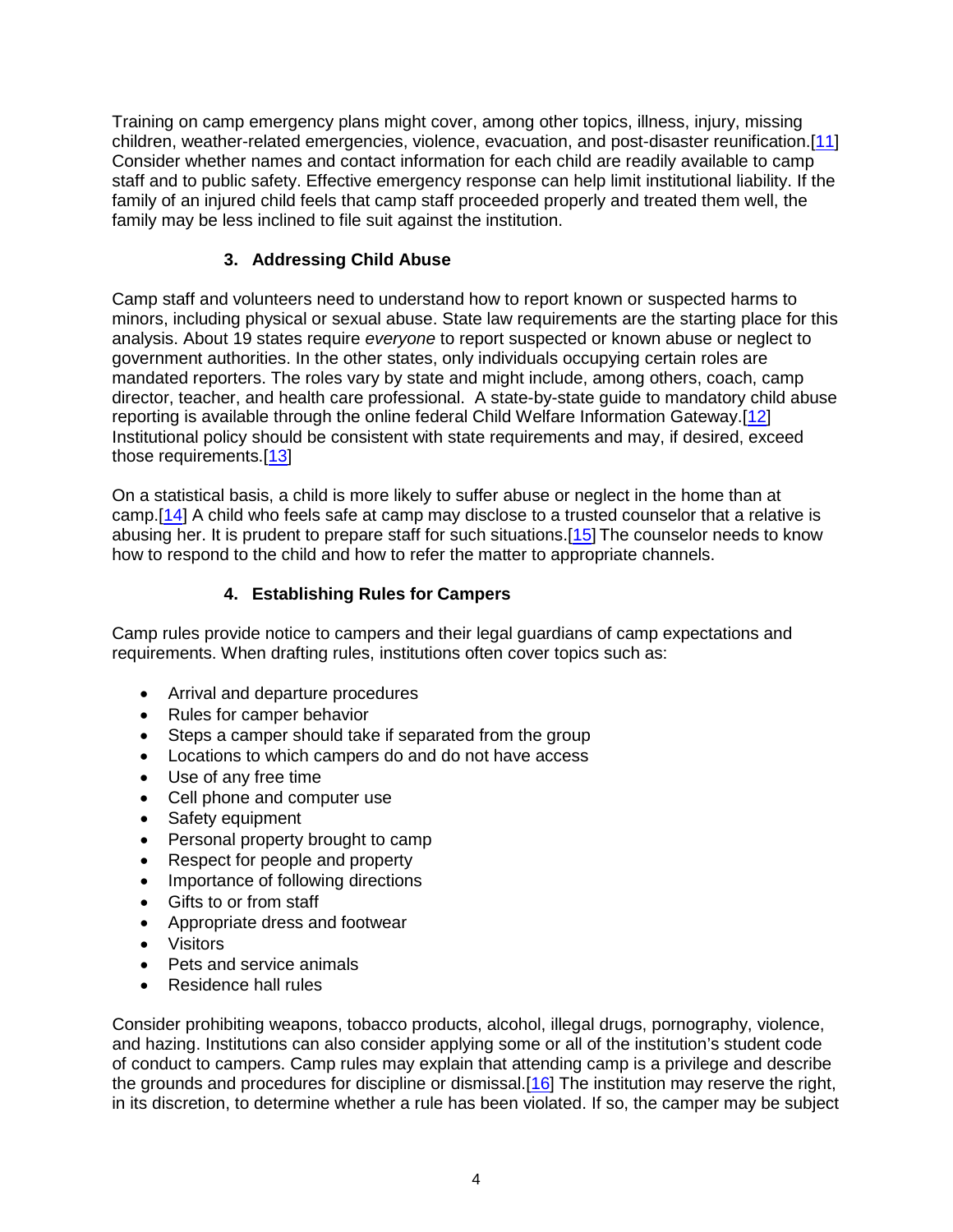Training on camp emergency plans might cover, among other topics, illness, injury, missing children, weather-related emergencies, violence, evacuation, and post-disaster reunification.[11] Consider whether names and contact information for each child are readily available to camp staff and to public safety. Effective emergency response can help limit institutional liability. If the family of an injured child feels that camp staff proceeded properly and treated them well, the family may be less inclined to file suit against the institution.

### 3. Addressing Child Abuse

Camp staff and volunteers need to understand how to report known or suspected harms to minors, including physical or sexual abuse. State law requirements are the starting place for this analysis. About 19 states require *everyone* to report suspected or known abuse or neglect to government authorities. In the other states, only individuals occupying certain roles are mandated reporters. The roles vary by state and might include, among others, coach, camp director, teacher, and health care professional. A state-by-state guide to mandatory child abuse reporting is available through the online federal Child Welfare Information Gateway.[12] Institutional policy should be consistent with state requirements and may, if desired, exceed those requirements.[13]

On a statistical basis, a child is more likely to suffer abuse or neglect in the home than at camp.[14] A child who feels safe at camp may disclose to a trusted counselor that a relative is abusing her. It is prudent to prepare staff for such situations.[15] The counselor needs to know how to respond to the child and how to refer the matter to appropriate channels.

### 4. Establishing Rules for Campers

Camp rules provide notice to campers and their legal guardians of camp expectations and requirements. When drafting rules, institutions often cover topics such as:

- Arrival and departure procedures
- Rules for camper behavior
- Steps a camper should take if separated from the group
- Locations to which campers do and do not have access
- Use of any free time
- Cell phone and computer use
- Safety equipment
- Personal property brought to camp
- Respect for people and property
- Importance of following directions
- Gifts to or from staff
- Appropriate dress and footwear
- Visitors
- Pets and service animals
- Residence hall rules

Consider prohibiting weapons, tobacco products, alcohol, illegal drugs, pornography, violence, and hazing. Institutions can also consider applying some or all of the institution's student code of conduct to campers. Camp rules may explain that attending camp is a privilege and describe the grounds and procedures for discipline or dismissal.[16] The institution may reserve the right, in its discretion, to determine whether a rule has been violated. If so, the camper may be subject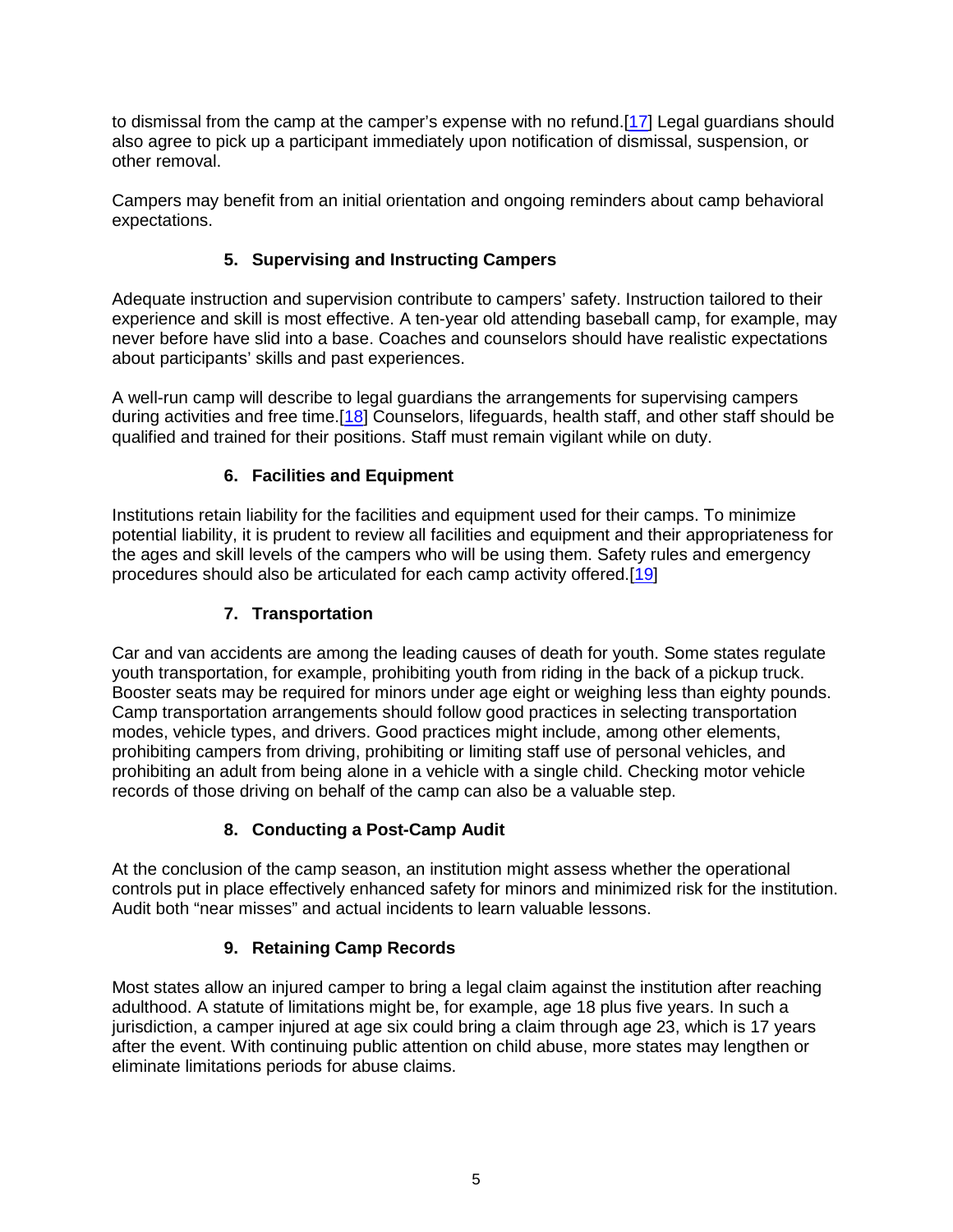to dismissal from the camp at the camper's expense with no refund.[17] Legal guardians should also agree to pick up a participant immediately upon notification of dismissal, suspension, or other removal.

Campers may benefit from an initial orientation and ongoing reminders about camp behavioral expectations.

### 5. Supervising and Instructing Campers

Adequate instruction and supervision contribute to campers' safety. Instruction tailored to their experience and skill is most effective. A ten-year old attending baseball camp, for example, may never before have slid into a base. Coaches and counselors should have realistic expectations about participants' skills and past experiences.

A well-run camp will describe to legal guardians the arrangements for supervising campers during activities and free time.[18] Counselors, lifeguards, health staff, and other staff should be qualified and trained for their positions. Staff must remain vigilant while on duty.

### 6. Facilities and Equipment

Institutions retain liability for the facilities and equipment used for their camps. To minimize potential liability, it is prudent to review all facilities and equipment and their appropriateness for the ages and skill levels of the campers who will be using them. Safety rules and emergency procedures should also be articulated for each camp activity offered.[19]

### 7. Transportation

Car and van accidents are among the leading causes of death for youth. Some states regulate youth transportation, for example, prohibiting youth from riding in the back of a pickup truck. Booster seats may be required for minors under age eight or weighing less than eighty pounds. Camp transportation arrangements should follow good practices in selecting transportation modes, vehicle types, and drivers. Good practices might include, among other elements, prohibiting campers from driving, prohibiting or limiting staff use of personal vehicles, and prohibiting an adult from being alone in a vehicle with a single child. Checking motor vehicle records of those driving on behalf of the camp can also be a valuable step.

### 8. Conducting a Post-Camp Audit

At the conclusion of the camp season, an institution might assess whether the operational controls put in place effectively enhanced safety for minors and minimized risk for the institution. Audit both "near misses" and actual incidents to learn valuable lessons.

### 9. Retaining Camp Records

Most states allow an injured camper to bring a legal claim against the institution after reaching adulthood. A statute of limitations might be, for example, age 18 plus five years. In such a jurisdiction, a camper injured at age six could bring a claim through age 23, which is 17 years after the event. With continuing public attention on child abuse, more states may lengthen or eliminate limitations periods for abuse claims.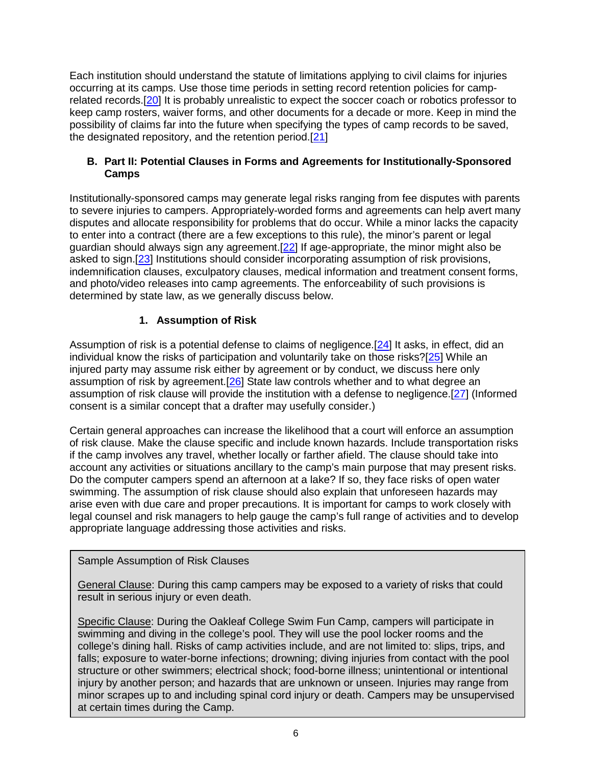Each institution should understand the statute of limitations applying to civil claims for injuries occurring at its camps. Use those time periods in setting record retention policies for camp-related records.[20] It is probably unrealistic to expect the soccer coach or robotics professor to keep camp rosters, waiver forms, and other documents for a decade or more. Keep in mind the possibility of claims far into the future when specifying the types of camp records to be saved, the designated repository, and the retention period.[21]

### B. Part II: Potential Clauses in Forms and Agreements for Institutionally-Sponsored Camps

Institutionally-sponsored camps may generate legal risks ranging from fee disputes with parents to severe injuries to campers. Appropriately-worded forms and agreements can help avert many disputes and allocate responsibility for problems that do occur. While a minor lacks the capacity to enter into a contract (there are a few exceptions to this rule), the minor's parent or legal guardian should always sign any agreement.[22] If age-appropriate, the minor might also be asked to sign.[23] Institutions should consider incorporating assumption of risk provisions, indemnification clauses, exculpatory clauses, medical information and treatment consent forms, and photo/video releases into camp agreements. The enforceability of such provisions is determined by state law, as we generally discuss below.

#### 1. Assumption of Risk

Assumption of risk is a potential defense to claims of negligence.[24] It asks, in effect, did an individual know the risks of participation and voluntarily take on those risks?[25] While an injured party may assume risk either by agreement or by conduct, we discuss here only assumption of risk by agreement.[26] State law controls whether and to what degree an assumption of risk clause will provide the institution with a defense to negligence.[27] (Informed consent is a similar concept that a drafter may usefully consider.)

Certain general approaches can increase the likelihood that a court will enforce an assumption of risk clause. Make the clause specific and include known hazards. Include transportation risks if the camp involves any travel, whether locally or farther afield. The clause should take into account any activities or situations ancillary to the camp's main purpose that may present risks. Do the computer campers spend an afternoon at a lake? If so, they face risks of open water swimming. The assumption of risk clause should also explain that unforeseen hazards may arise even with due care and proper precautions. It is important for camps to work closely with legal counsel and risk managers to help gauge the camp's full range of activities and to develop appropriate language addressing those activities and risks.

> Sample Assumption of Risk Clauses
>
> <u>General Clause</u>: During this camp campers may be exposed to a variety of risks that could result in serious injury or even death.
>
> <u>Specific Clause</u>: During the Oakleaf College Swim Fun Camp, campers will participate in swimming and diving in the college's pool. They will use the pool locker rooms and the college's dining hall. Risks of camp activities include, and are not limited to: slips, trips, and falls; exposure to water-borne infections; drowning; diving injuries from contact with the pool structure or other swimmers; electrical shock; food-borne illness; unintentional or intentional injury by another person; and hazards that are unknown or unseen. Injuries may range from minor scrapes up to and including spinal cord injury or death. Campers may be unsupervised at certain times during the Camp.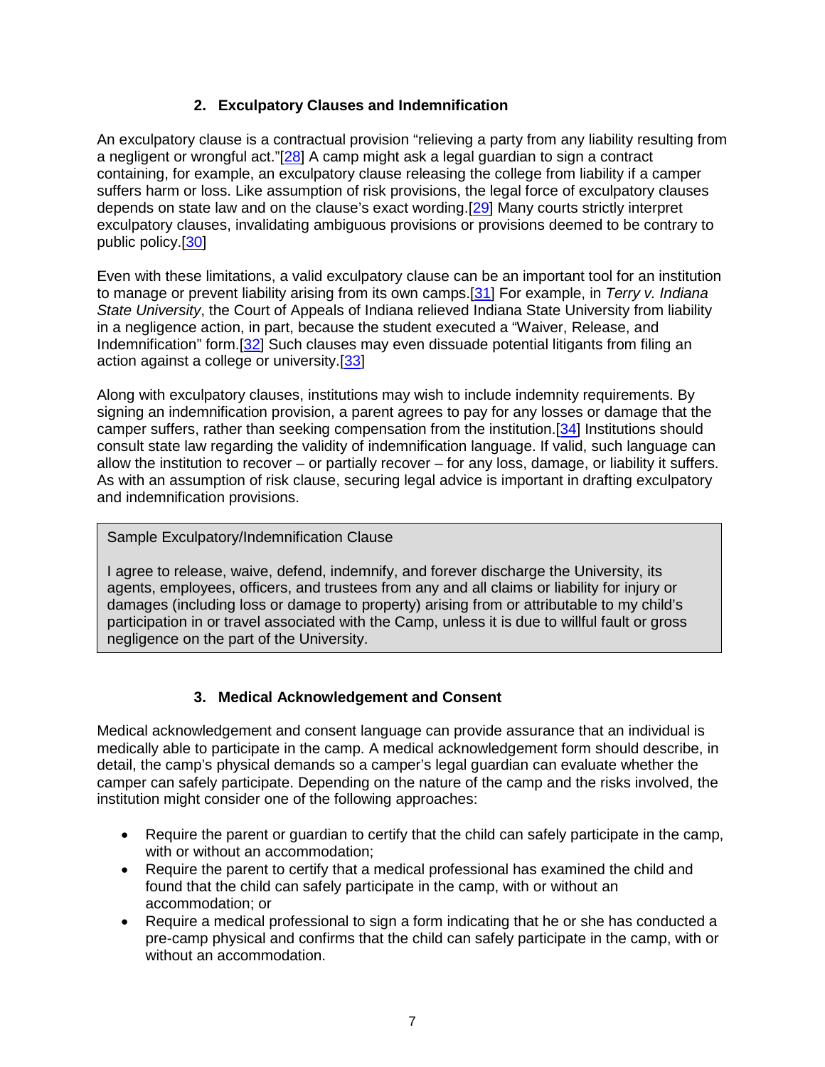### 2. Exculpatory Clauses and Indemnification

An exculpatory clause is a contractual provision "relieving a party from any liability resulting from a negligent or wrongful act."[28] A camp might ask a legal guardian to sign a contract containing, for example, an exculpatory clause releasing the college from liability if a camper suffers harm or loss. Like assumption of risk provisions, the legal force of exculpatory clauses depends on state law and on the clause's exact wording.[29] Many courts strictly interpret exculpatory clauses, invalidating ambiguous provisions or provisions deemed to be contrary to public policy.[30]

Even with these limitations, a valid exculpatory clause can be an important tool for an institution to manage or prevent liability arising from its own camps.[31] For example, in *Terry v. Indiana State University*, the Court of Appeals of Indiana relieved Indiana State University from liability in a negligence action, in part, because the student executed a "Waiver, Release, and Indemnification" form.[32] Such clauses may even dissuade potential litigants from filing an action against a college or university.[33]

Along with exculpatory clauses, institutions may wish to include indemnity requirements. By signing an indemnification provision, a parent agrees to pay for any losses or damage that the camper suffers, rather than seeking compensation from the institution.[34] Institutions should consult state law regarding the validity of indemnification language. If valid, such language can allow the institution to recover – or partially recover – for any loss, damage, or liability it suffers. As with an assumption of risk clause, securing legal advice is important in drafting exculpatory and indemnification provisions.

> Sample Exculpatory/Indemnification Clause
>
> I agree to release, waive, defend, indemnify, and forever discharge the University, its agents, employees, officers, and trustees from any and all claims or liability for injury or damages (including loss or damage to property) arising from or attributable to my child's participation in or travel associated with the Camp, unless it is due to willful fault or gross negligence on the part of the University.

### 3. Medical Acknowledgement and Consent

Medical acknowledgement and consent language can provide assurance that an individual is medically able to participate in the camp. A medical acknowledgement form should describe, in detail, the camp's physical demands so a camper's legal guardian can evaluate whether the camper can safely participate. Depending on the nature of the camp and the risks involved, the institution might consider one of the following approaches:

- Require the parent or guardian to certify that the child can safely participate in the camp, with or without an accommodation;
- Require the parent to certify that a medical professional has examined the child and found that the child can safely participate in the camp, with or without an accommodation; or
- Require a medical professional to sign a form indicating that he or she has conducted a pre-camp physical and confirms that the child can safely participate in the camp, with or without an accommodation.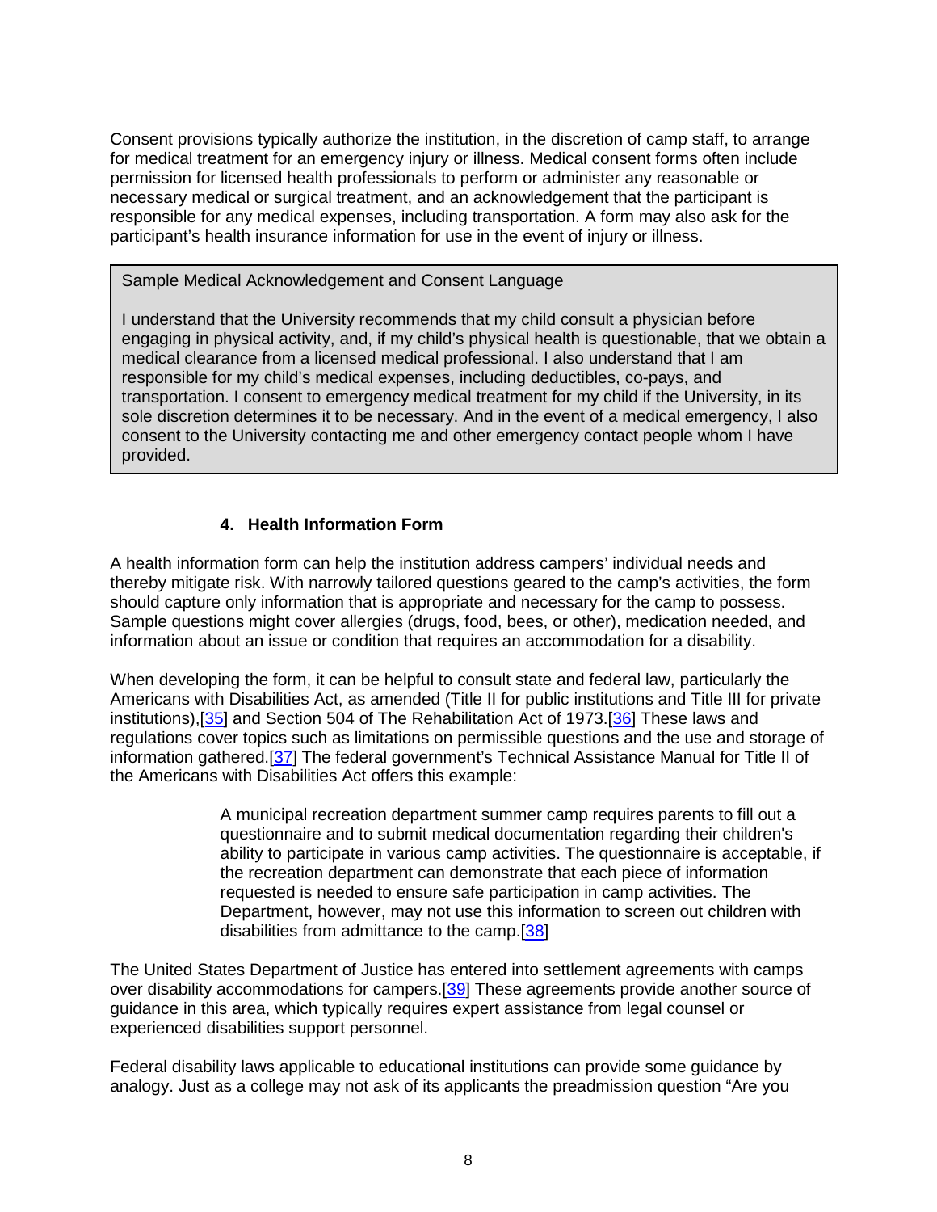Consent provisions typically authorize the institution, in the discretion of camp staff, to arrange for medical treatment for an emergency injury or illness. Medical consent forms often include permission for licensed health professionals to perform or administer any reasonable or necessary medical or surgical treatment, and an acknowledgement that the participant is responsible for any medical expenses, including transportation. A form may also ask for the participant's health insurance information for use in the event of injury or illness.

> Sample Medical Acknowledgement and Consent Language
>
> I understand that the University recommends that my child consult a physician before engaging in physical activity, and, if my child's physical health is questionable, that we obtain a medical clearance from a licensed medical professional. I also understand that I am responsible for my child's medical expenses, including deductibles, co-pays, and transportation. I consent to emergency medical treatment for my child if the University, in its sole discretion determines it to be necessary. And in the event of a medical emergency, I also consent to the University contacting me and other emergency contact people whom I have provided.

#### 4. Health Information Form

A health information form can help the institution address campers' individual needs and thereby mitigate risk. With narrowly tailored questions geared to the camp's activities, the form should capture only information that is appropriate and necessary for the camp to possess. Sample questions might cover allergies (drugs, food, bees, or other), medication needed, and information about an issue or condition that requires an accommodation for a disability.

When developing the form, it can be helpful to consult state and federal law, particularly the Americans with Disabilities Act, as amended (Title II for public institutions and Title III for private institutions),[35] and Section 504 of The Rehabilitation Act of 1973.[36] These laws and regulations cover topics such as limitations on permissible questions and the use and storage of information gathered.[37] The federal government's Technical Assistance Manual for Title II of the Americans with Disabilities Act offers this example:

> A municipal recreation department summer camp requires parents to fill out a questionnaire and to submit medical documentation regarding their children's ability to participate in various camp activities. The questionnaire is acceptable, if the recreation department can demonstrate that each piece of information requested is needed to ensure safe participation in camp activities. The Department, however, may not use this information to screen out children with disabilities from admittance to the camp.[38]

The United States Department of Justice has entered into settlement agreements with camps over disability accommodations for campers.[39] These agreements provide another source of guidance in this area, which typically requires expert assistance from legal counsel or experienced disabilities support personnel.

Federal disability laws applicable to educational institutions can provide some guidance by analogy. Just as a college may not ask of its applicants the preadmission question "Are you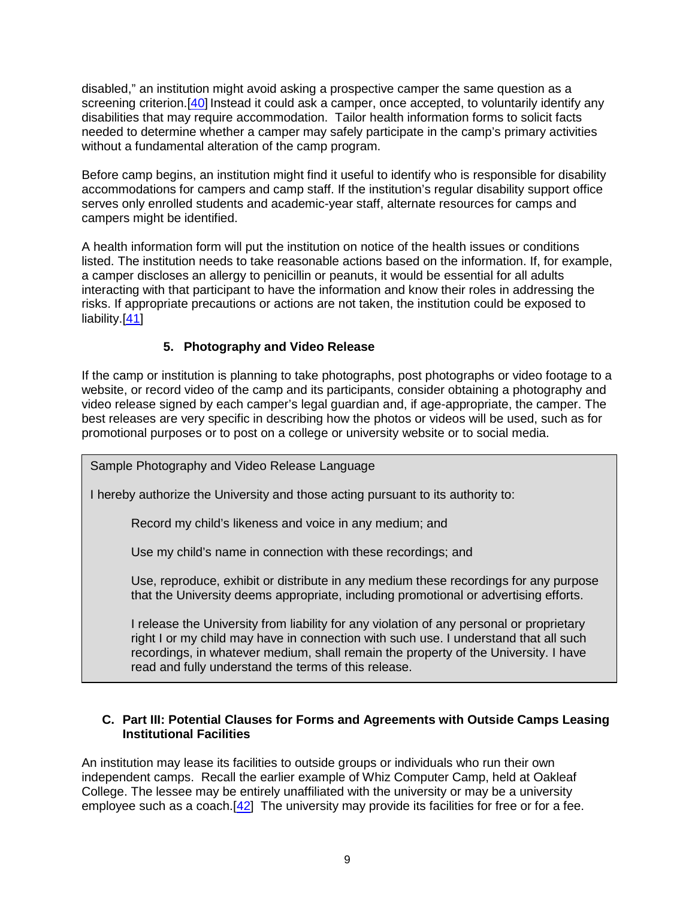disabled," an institution might avoid asking a prospective camper the same question as a screening criterion.[40] Instead it could ask a camper, once accepted, to voluntarily identify any disabilities that may require accommodation. Tailor health information forms to solicit facts needed to determine whether a camper may safely participate in the camp's primary activities without a fundamental alteration of the camp program.

Before camp begins, an institution might find it useful to identify who is responsible for disability accommodations for campers and camp staff. If the institution's regular disability support office serves only enrolled students and academic-year staff, alternate resources for camps and campers might be identified.

A health information form will put the institution on notice of the health issues or conditions listed. The institution needs to take reasonable actions based on the information. If, for example, a camper discloses an allergy to penicillin or peanuts, it would be essential for all adults interacting with that participant to have the information and know their roles in addressing the risks. If appropriate precautions or actions are not taken, the institution could be exposed to liability.[41]

### 5. Photography and Video Release

If the camp or institution is planning to take photographs, post photographs or video footage to a website, or record video of the camp and its participants, consider obtaining a photography and video release signed by each camper's legal guardian and, if age-appropriate, the camper. The best releases are very specific in describing how the photos or videos will be used, such as for promotional purposes or to post on a college or university website or to social media.

> Sample Photography and Video Release Language
>
> I hereby authorize the University and those acting pursuant to its authority to:
>
> Record my child's likeness and voice in any medium; and
>
> Use my child's name in connection with these recordings; and
>
> Use, reproduce, exhibit or distribute in any medium these recordings for any purpose that the University deems appropriate, including promotional or advertising efforts.
>
> I release the University from liability for any violation of any personal or proprietary right I or my child may have in connection with such use. I understand that all such recordings, in whatever medium, shall remain the property of the University. I have read and fully understand the terms of this release.

## C. Part III: Potential Clauses for Forms and Agreements with Outside Camps Leasing Institutional Facilities

An institution may lease its facilities to outside groups or individuals who run their own independent camps. Recall the earlier example of Whiz Computer Camp, held at Oakleaf College. The lessee may be entirely unaffiliated with the university or may be a university employee such as a coach.[42] The university may provide its facilities for free or for a fee.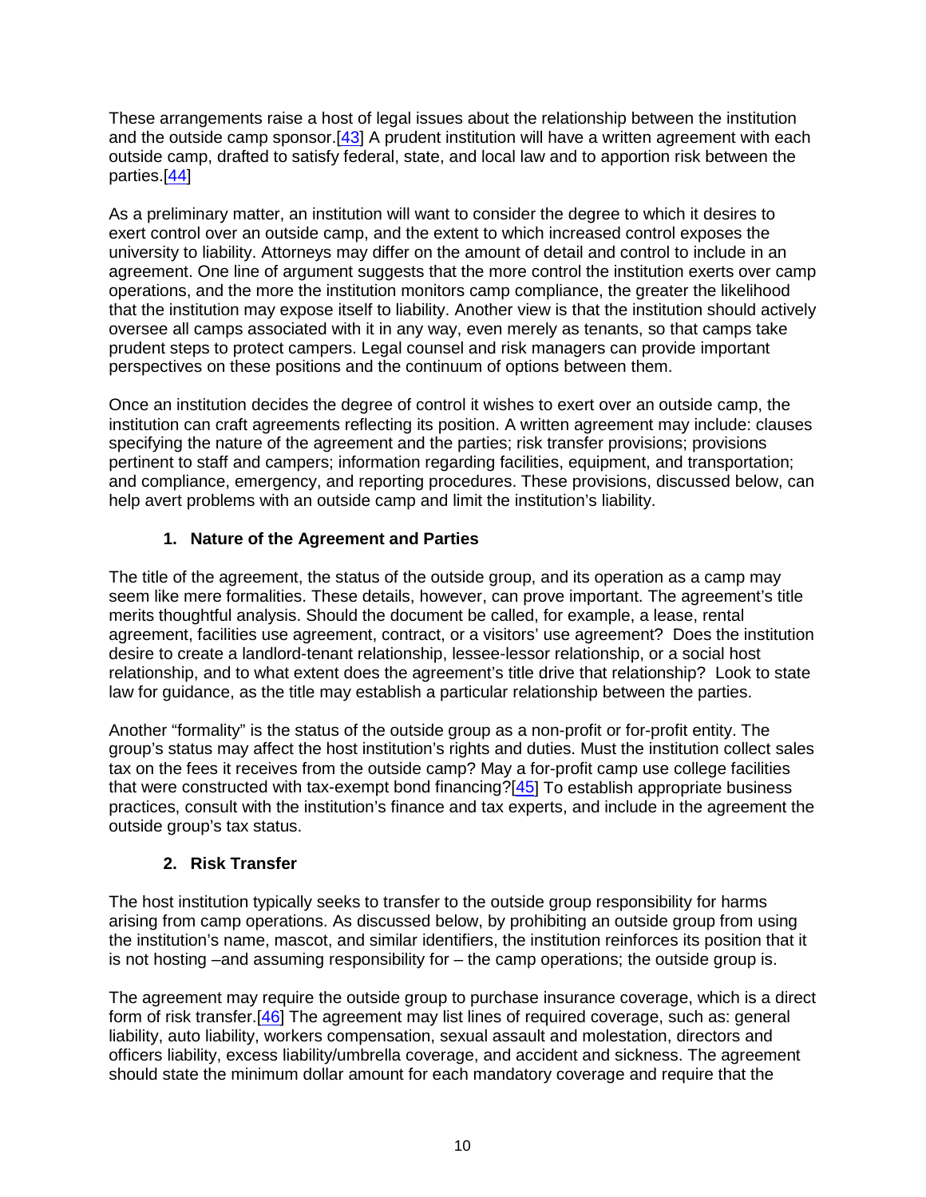These arrangements raise a host of legal issues about the relationship between the institution and the outside camp sponsor.[43] A prudent institution will have a written agreement with each outside camp, drafted to satisfy federal, state, and local law and to apportion risk between the parties.[44]

As a preliminary matter, an institution will want to consider the degree to which it desires to exert control over an outside camp, and the extent to which increased control exposes the university to liability. Attorneys may differ on the amount of detail and control to include in an agreement. One line of argument suggests that the more control the institution exerts over camp operations, and the more the institution monitors camp compliance, the greater the likelihood that the institution may expose itself to liability. Another view is that the institution should actively oversee all camps associated with it in any way, even merely as tenants, so that camps take prudent steps to protect campers. Legal counsel and risk managers can provide important perspectives on these positions and the continuum of options between them.

Once an institution decides the degree of control it wishes to exert over an outside camp, the institution can craft agreements reflecting its position. A written agreement may include: clauses specifying the nature of the agreement and the parties; risk transfer provisions; provisions pertinent to staff and campers; information regarding facilities, equipment, and transportation; and compliance, emergency, and reporting procedures. These provisions, discussed below, can help avert problems with an outside camp and limit the institution's liability.

### 1. Nature of the Agreement and Parties

The title of the agreement, the status of the outside group, and its operation as a camp may seem like mere formalities. These details, however, can prove important. The agreement's title merits thoughtful analysis. Should the document be called, for example, a lease, rental agreement, facilities use agreement, contract, or a visitors' use agreement? Does the institution desire to create a landlord-tenant relationship, lessee-lessor relationship, or a social host relationship, and to what extent does the agreement's title drive that relationship? Look to state law for guidance, as the title may establish a particular relationship between the parties.

Another "formality" is the status of the outside group as a non-profit or for-profit entity. The group's status may affect the host institution's rights and duties. Must the institution collect sales tax on the fees it receives from the outside camp? May a for-profit camp use college facilities that were constructed with tax-exempt bond financing?[45] To establish appropriate business practices, consult with the institution's finance and tax experts, and include in the agreement the outside group's tax status.

### 2. Risk Transfer

The host institution typically seeks to transfer to the outside group responsibility for harms arising from camp operations. As discussed below, by prohibiting an outside group from using the institution's name, mascot, and similar identifiers, the institution reinforces its position that it is not hosting –and assuming responsibility for – the camp operations; the outside group is.

The agreement may require the outside group to purchase insurance coverage, which is a direct form of risk transfer.[46] The agreement may list lines of required coverage, such as: general liability, auto liability, workers compensation, sexual assault and molestation, directors and officers liability, excess liability/umbrella coverage, and accident and sickness. The agreement should state the minimum dollar amount for each mandatory coverage and require that the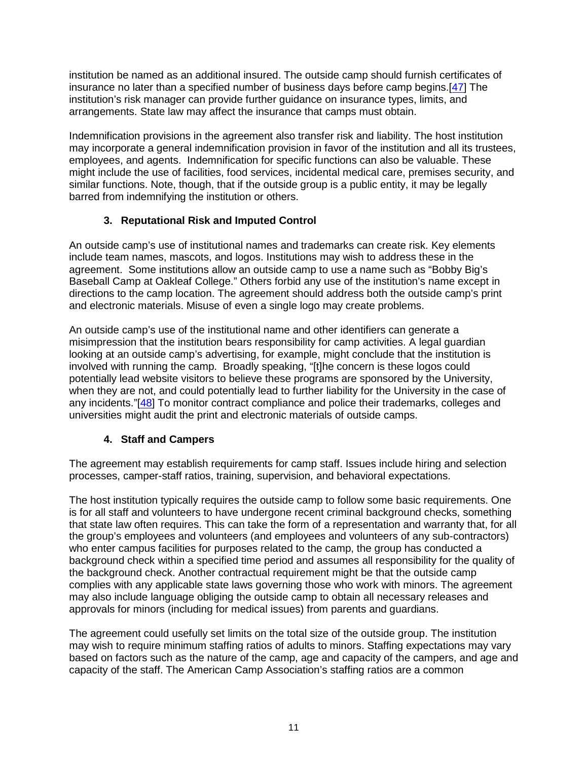institution be named as an additional insured. The outside camp should furnish certificates of insurance no later than a specified number of business days before camp begins.[47] The institution's risk manager can provide further guidance on insurance types, limits, and arrangements. State law may affect the insurance that camps must obtain.

Indemnification provisions in the agreement also transfer risk and liability. The host institution may incorporate a general indemnification provision in favor of the institution and all its trustees, employees, and agents. Indemnification for specific functions can also be valuable. These might include the use of facilities, food services, incidental medical care, premises security, and similar functions. Note, though, that if the outside group is a public entity, it may be legally barred from indemnifying the institution or others.

### 3. Reputational Risk and Imputed Control

An outside camp's use of institutional names and trademarks can create risk. Key elements include team names, mascots, and logos. Institutions may wish to address these in the agreement. Some institutions allow an outside camp to use a name such as "Bobby Big's Baseball Camp at Oakleaf College." Others forbid any use of the institution's name except in directions to the camp location. The agreement should address both the outside camp's print and electronic materials. Misuse of even a single logo may create problems.

An outside camp's use of the institutional name and other identifiers can generate a misimpression that the institution bears responsibility for camp activities. A legal guardian looking at an outside camp's advertising, for example, might conclude that the institution is involved with running the camp. Broadly speaking, "[t]he concern is these logos could potentially lead website visitors to believe these programs are sponsored by the University, when they are not, and could potentially lead to further liability for the University in the case of any incidents."[48] To monitor contract compliance and police their trademarks, colleges and universities might audit the print and electronic materials of outside camps.

### 4. Staff and Campers

The agreement may establish requirements for camp staff. Issues include hiring and selection processes, camper-staff ratios, training, supervision, and behavioral expectations.

The host institution typically requires the outside camp to follow some basic requirements. One is for all staff and volunteers to have undergone recent criminal background checks, something that state law often requires. This can take the form of a representation and warranty that, for all the group's employees and volunteers (and employees and volunteers of any sub-contractors) who enter campus facilities for purposes related to the camp, the group has conducted a background check within a specified time period and assumes all responsibility for the quality of the background check. Another contractual requirement might be that the outside camp complies with any applicable state laws governing those who work with minors. The agreement may also include language obliging the outside camp to obtain all necessary releases and approvals for minors (including for medical issues) from parents and guardians.

The agreement could usefully set limits on the total size of the outside group. The institution may wish to require minimum staffing ratios of adults to minors. Staffing expectations may vary based on factors such as the nature of the camp, age and capacity of the campers, and age and capacity of the staff. The American Camp Association's staffing ratios are a common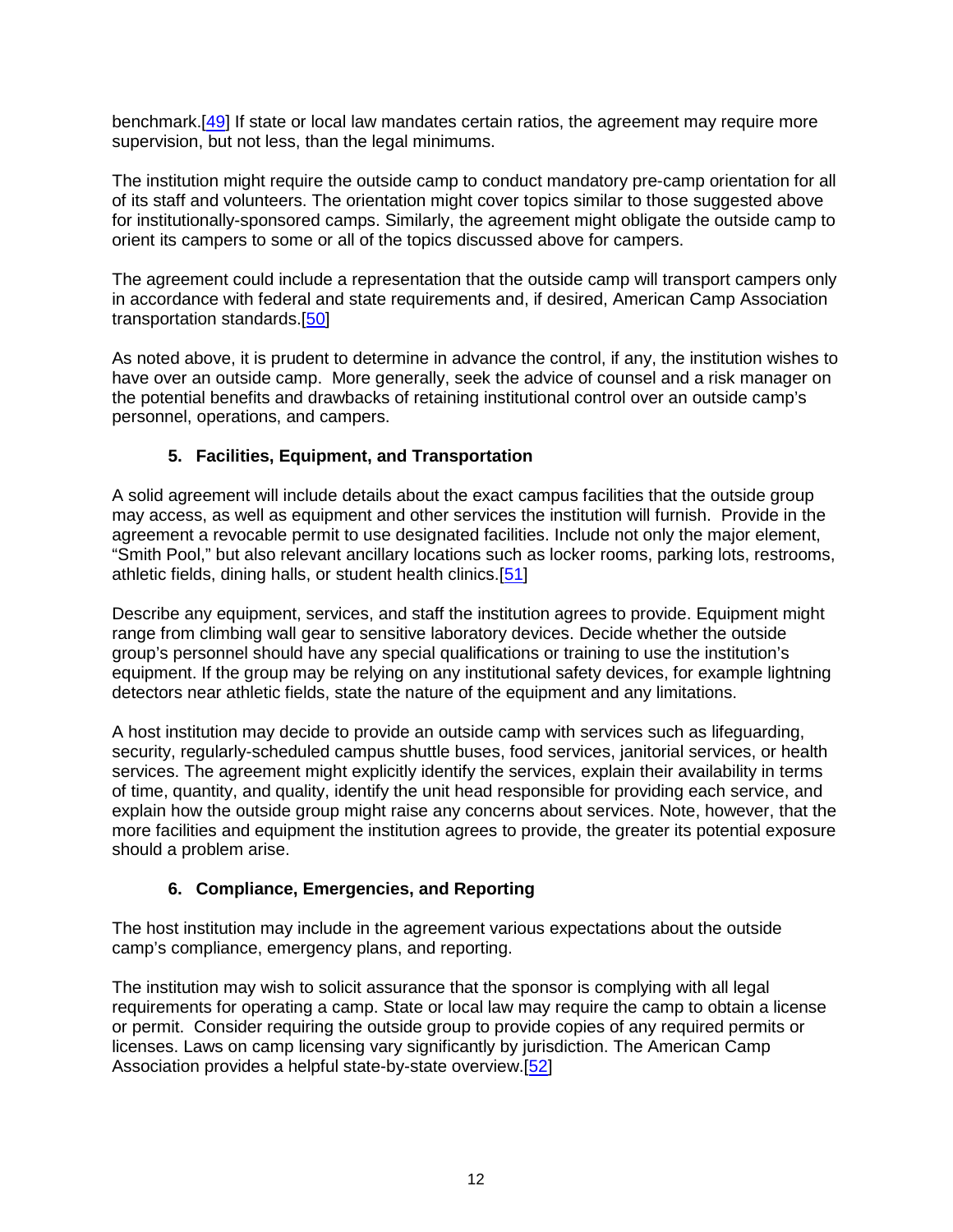benchmark.[49] If state or local law mandates certain ratios, the agreement may require more supervision, but not less, than the legal minimums.

The institution might require the outside camp to conduct mandatory pre-camp orientation for all of its staff and volunteers. The orientation might cover topics similar to those suggested above for institutionally-sponsored camps. Similarly, the agreement might obligate the outside camp to orient its campers to some or all of the topics discussed above for campers.

The agreement could include a representation that the outside camp will transport campers only in accordance with federal and state requirements and, if desired, American Camp Association transportation standards.[50]

As noted above, it is prudent to determine in advance the control, if any, the institution wishes to have over an outside camp. More generally, seek the advice of counsel and a risk manager on the potential benefits and drawbacks of retaining institutional control over an outside camp's personnel, operations, and campers.

### 5. Facilities, Equipment, and Transportation

A solid agreement will include details about the exact campus facilities that the outside group may access, as well as equipment and other services the institution will furnish. Provide in the agreement a revocable permit to use designated facilities. Include not only the major element, "Smith Pool," but also relevant ancillary locations such as locker rooms, parking lots, restrooms, athletic fields, dining halls, or student health clinics.[51]

Describe any equipment, services, and staff the institution agrees to provide. Equipment might range from climbing wall gear to sensitive laboratory devices. Decide whether the outside group's personnel should have any special qualifications or training to use the institution's equipment. If the group may be relying on any institutional safety devices, for example lightning detectors near athletic fields, state the nature of the equipment and any limitations.

A host institution may decide to provide an outside camp with services such as lifeguarding, security, regularly-scheduled campus shuttle buses, food services, janitorial services, or health services. The agreement might explicitly identify the services, explain their availability in terms of time, quantity, and quality, identify the unit head responsible for providing each service, and explain how the outside group might raise any concerns about services. Note, however, that the more facilities and equipment the institution agrees to provide, the greater its potential exposure should a problem arise.

### 6. Compliance, Emergencies, and Reporting

The host institution may include in the agreement various expectations about the outside camp's compliance, emergency plans, and reporting.

The institution may wish to solicit assurance that the sponsor is complying with all legal requirements for operating a camp. State or local law may require the camp to obtain a license or permit. Consider requiring the outside group to provide copies of any required permits or licenses. Laws on camp licensing vary significantly by jurisdiction. The American Camp Association provides a helpful state-by-state overview.[52]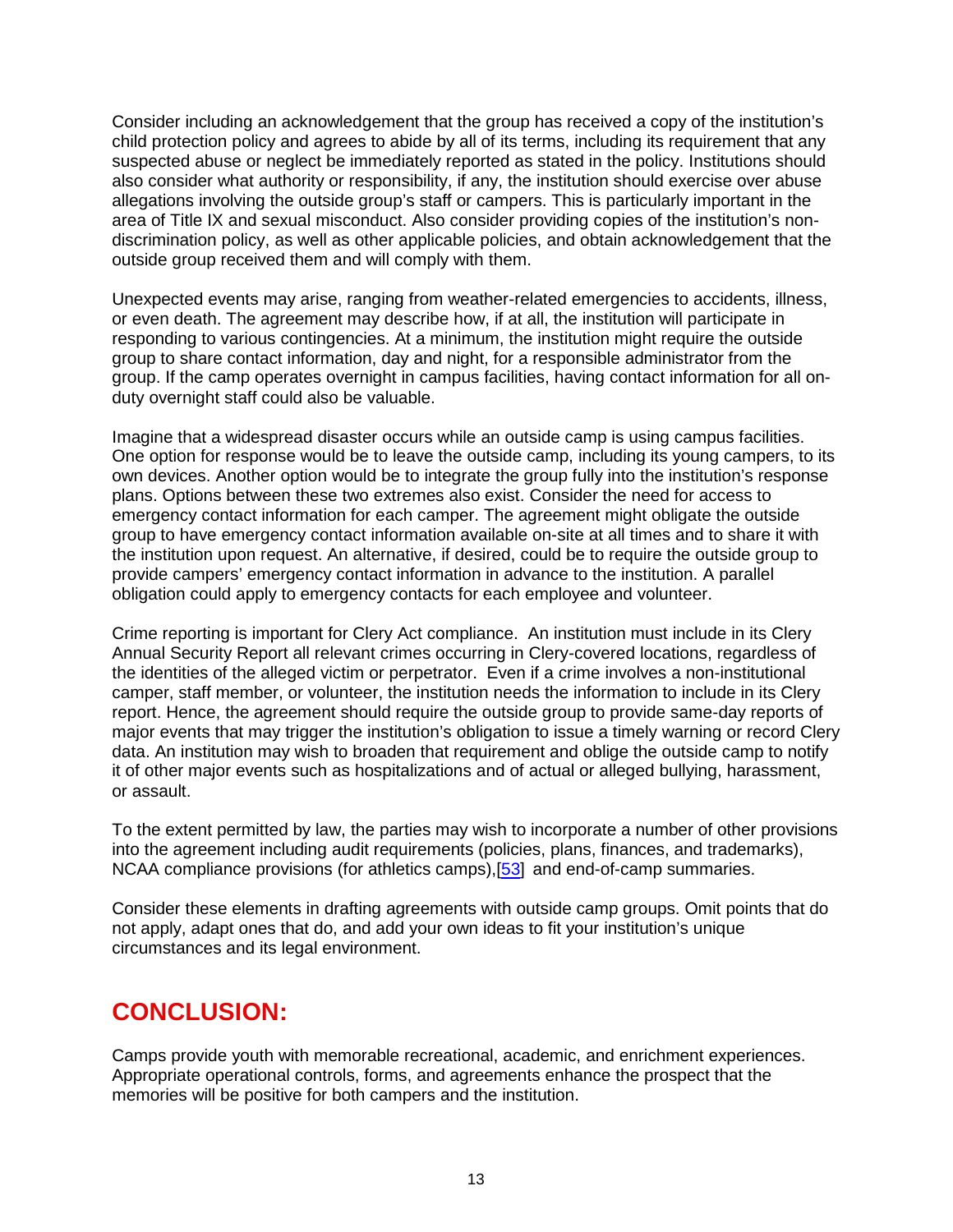Consider including an acknowledgement that the group has received a copy of the institution's child protection policy and agrees to abide by all of its terms, including its requirement that any suspected abuse or neglect be immediately reported as stated in the policy. Institutions should also consider what authority or responsibility, if any, the institution should exercise over abuse allegations involving the outside group's staff or campers. This is particularly important in the area of Title IX and sexual misconduct. Also consider providing copies of the institution's non-discrimination policy, as well as other applicable policies, and obtain acknowledgement that the outside group received them and will comply with them.

Unexpected events may arise, ranging from weather-related emergencies to accidents, illness, or even death. The agreement may describe how, if at all, the institution will participate in responding to various contingencies. At a minimum, the institution might require the outside group to share contact information, day and night, for a responsible administrator from the group. If the camp operates overnight in campus facilities, having contact information for all on-duty overnight staff could also be valuable.

Imagine that a widespread disaster occurs while an outside camp is using campus facilities. One option for response would be to leave the outside camp, including its young campers, to its own devices. Another option would be to integrate the group fully into the institution's response plans. Options between these two extremes also exist. Consider the need for access to emergency contact information for each camper. The agreement might obligate the outside group to have emergency contact information available on-site at all times and to share it with the institution upon request. An alternative, if desired, could be to require the outside group to provide campers' emergency contact information in advance to the institution. A parallel obligation could apply to emergency contacts for each employee and volunteer.

Crime reporting is important for Clery Act compliance. An institution must include in its Clery Annual Security Report all relevant crimes occurring in Clery-covered locations, regardless of the identities of the alleged victim or perpetrator. Even if a crime involves a non-institutional camper, staff member, or volunteer, the institution needs the information to include in its Clery report. Hence, the agreement should require the outside group to provide same-day reports of major events that may trigger the institution's obligation to issue a timely warning or record Clery data. An institution may wish to broaden that requirement and oblige the outside camp to notify it of other major events such as hospitalizations and of actual or alleged bullying, harassment, or assault.

To the extent permitted by law, the parties may wish to incorporate a number of other provisions into the agreement including audit requirements (policies, plans, finances, and trademarks), NCAA compliance provisions (for athletics camps),[53] and end-of-camp summaries.

Consider these elements in drafting agreements with outside camp groups. Omit points that do not apply, adapt ones that do, and add your own ideas to fit your institution's unique circumstances and its legal environment.

## CONCLUSION:

Camps provide youth with memorable recreational, academic, and enrichment experiences. Appropriate operational controls, forms, and agreements enhance the prospect that the memories will be positive for both campers and the institution.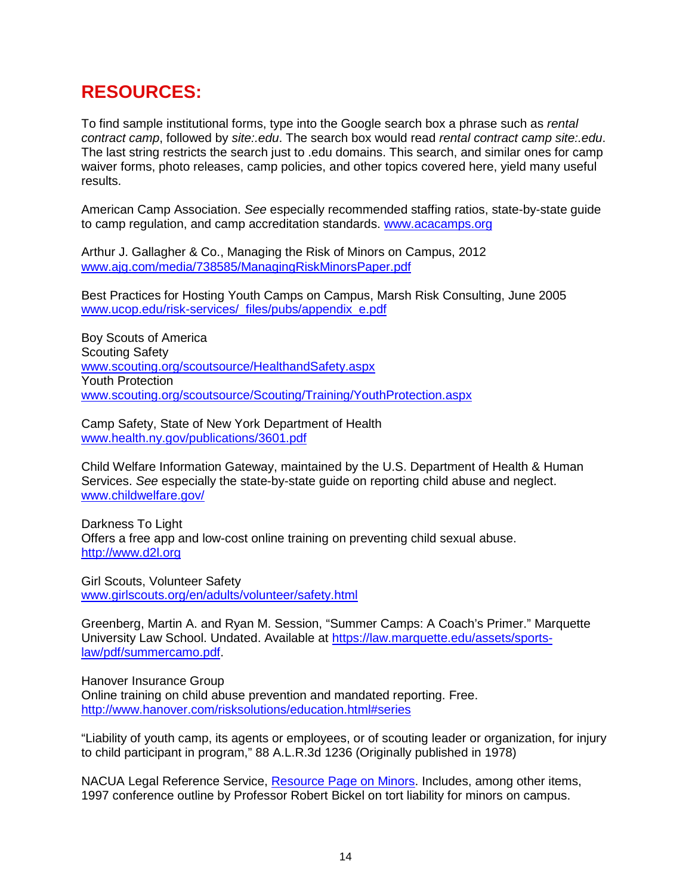# RESOURCES:

To find sample institutional forms, type into the Google search box a phrase such as *rental contract camp*, followed by *site:.edu*. The search box would read *rental contract camp site:.edu*. The last string restricts the search just to .edu domains. This search, and similar ones for camp waiver forms, photo releases, camp policies, and other topics covered here, yield many useful results.

American Camp Association. *See* especially recommended staffing ratios, state-by-state guide to camp regulation, and camp accreditation standards. [www.acacamps.org](www.acacamps.org)

Arthur J. Gallagher & Co., Managing the Risk of Minors on Campus, 2012
[www.ajg.com/media/738585/ManagingRiskMinorsPaper.pdf](www.ajg.com/media/738585/ManagingRiskMinorsPaper.pdf)

Best Practices for Hosting Youth Camps on Campus, Marsh Risk Consulting, June 2005
[www.ucop.edu/risk-services/_files/pubs/appendix_e.pdf](www.ucop.edu/risk-services/_files/pubs/appendix_e.pdf)

Boy Scouts of America
Scouting Safety
[www.scouting.org/scoutsource/HealthandSafety.aspx](www.scouting.org/scoutsource/HealthandSafety.aspx)
Youth Protection
[www.scouting.org/scoutsource/Scouting/Training/YouthProtection.aspx](www.scouting.org/scoutsource/Scouting/Training/YouthProtection.aspx)

Camp Safety, State of New York Department of Health
[www.health.ny.gov/publications/3601.pdf](www.health.ny.gov/publications/3601.pdf)

Child Welfare Information Gateway, maintained by the U.S. Department of Health & Human Services. *See* especially the state-by-state guide on reporting child abuse and neglect.
[www.childwelfare.gov/](www.childwelfare.gov/)

Darkness To Light
Offers a free app and low-cost online training on preventing child sexual abuse.
[http://www.d2l.org](http://www.d2l.org)

Girl Scouts, Volunteer Safety
[www.girlscouts.org/en/adults/volunteer/safety.html](www.girlscouts.org/en/adults/volunteer/safety.html)

Greenberg, Martin A. and Ryan M. Session, "Summer Camps: A Coach's Primer." Marquette University Law School. Undated. Available at [https://law.marquette.edu/assets/sports-law/pdf/summercamo.pdf](https://law.marquette.edu/assets/sports-law/pdf/summercamo.pdf).

Hanover Insurance Group
Online training on child abuse prevention and mandated reporting. Free.
[http://www.hanover.com/risksolutions/education.html#series](http://www.hanover.com/risksolutions/education.html#series)

"Liability of youth camp, its agents or employees, or of scouting leader or organization, for injury to child participant in program," 88 A.L.R.3d 1236 (Originally published in 1978)

NACUA Legal Reference Service, Resource Page on Minors. Includes, among other items, 1997 conference outline by Professor Robert Bickel on tort liability for minors on campus.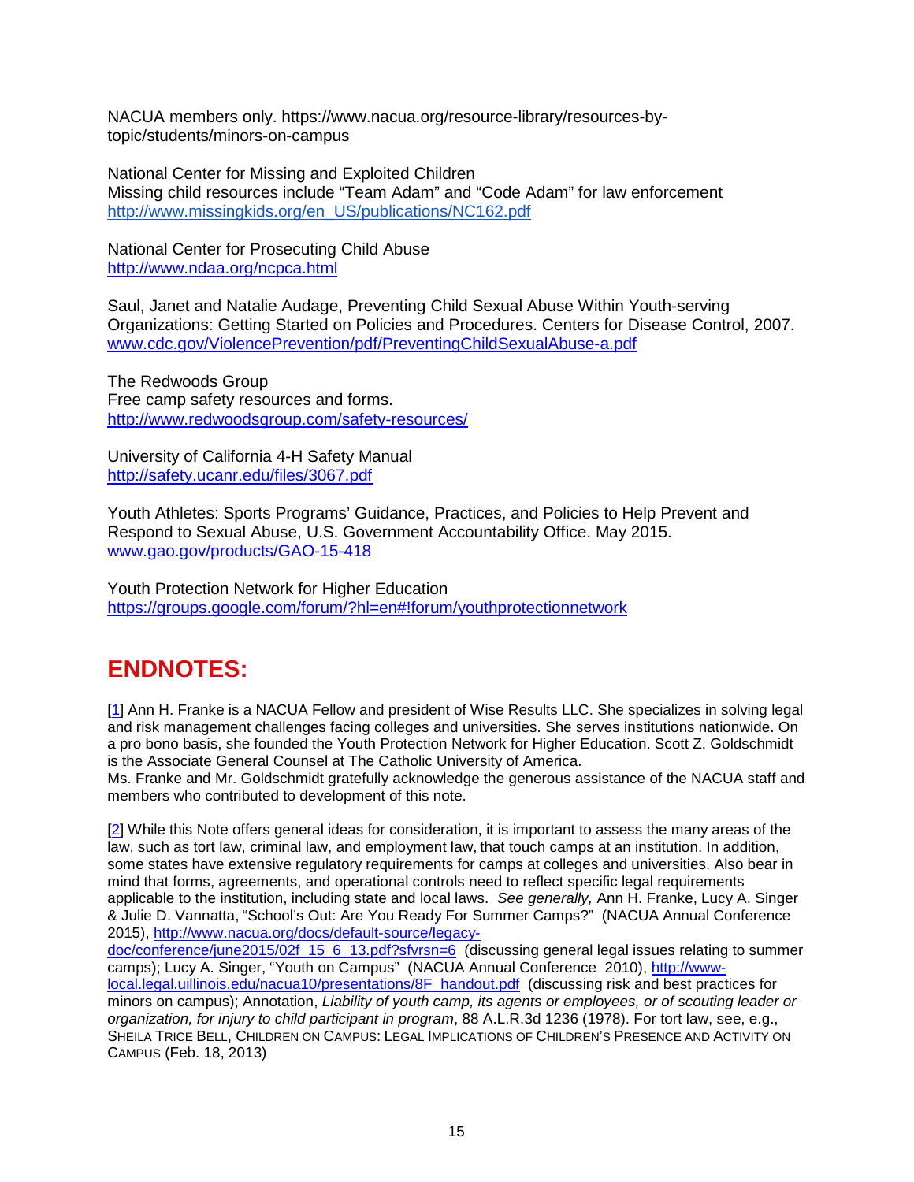NACUA members only. https://www.nacua.org/resource-library/resources-by-topic/students/minors-on-campus

National Center for Missing and Exploited Children
Missing child resources include "Team Adam" and "Code Adam" for law enforcement
http://www.missingkids.org/en_US/publications/NC162.pdf

National Center for Prosecuting Child Abuse
http://www.ndaa.org/ncpca.html

Saul, Janet and Natalie Audage, Preventing Child Sexual Abuse Within Youth-serving Organizations: Getting Started on Policies and Procedures. Centers for Disease Control, 2007. www.cdc.gov/ViolencePrevention/pdf/PreventingChildSexualAbuse-a.pdf

The Redwoods Group
Free camp safety resources and forms.
http://www.redwoodsgroup.com/safety-resources/

University of California 4-H Safety Manual
http://safety.ucanr.edu/files/3067.pdf

Youth Athletes: Sports Programs' Guidance, Practices, and Policies to Help Prevent and Respond to Sexual Abuse, U.S. Government Accountability Office. May 2015.
www.gao.gov/products/GAO-15-418

Youth Protection Network for Higher Education
https://groups.google.com/forum/?hl=en#!forum/youthprotectionnetwork

# ENDNOTES:

[1] Ann H. Franke is a NACUA Fellow and president of Wise Results LLC. She specializes in solving legal and risk management challenges facing colleges and universities. She serves institutions nationwide. On a pro bono basis, she founded the Youth Protection Network for Higher Education. Scott Z. Goldschmidt is the Associate General Counsel at The Catholic University of America.
Ms. Franke and Mr. Goldschmidt gratefully acknowledge the generous assistance of the NACUA staff and members who contributed to development of this note.

[2] While this Note offers general ideas for consideration, it is important to assess the many areas of the law, such as tort law, criminal law, and employment law, that touch camps at an institution. In addition, some states have extensive regulatory requirements for camps at colleges and universities. Also bear in mind that forms, agreements, and operational controls need to reflect specific legal requirements applicable to the institution, including state and local laws. *See generally,* Ann H. Franke, Lucy A. Singer & Julie D. Vannatta, "School's Out: Are You Ready For Summer Camps?" (NACUA Annual Conference 2015), http://www.nacua.org/docs/default-source/legacy-doc/conference/june2015/02f_15_6_13.pdf?sfvrsn=6 (discussing general legal issues relating to summer camps); Lucy A. Singer, "Youth on Campus" (NACUA Annual Conference 2010), http://www-local.legal.uillinois.edu/nacua10/presentations/8F_handout.pdf (discussing risk and best practices for minors on campus); Annotation, *Liability of youth camp, its agents or employees, or of scouting leader or organization, for injury to child participant in program*, 88 A.L.R.3d 1236 (1978). For tort law, see, e.g., SHEILA TRICE BELL, CHILDREN ON CAMPUS: LEGAL IMPLICATIONS OF CHILDREN'S PRESENCE AND ACTIVITY ON CAMPUS (Feb. 18, 2013)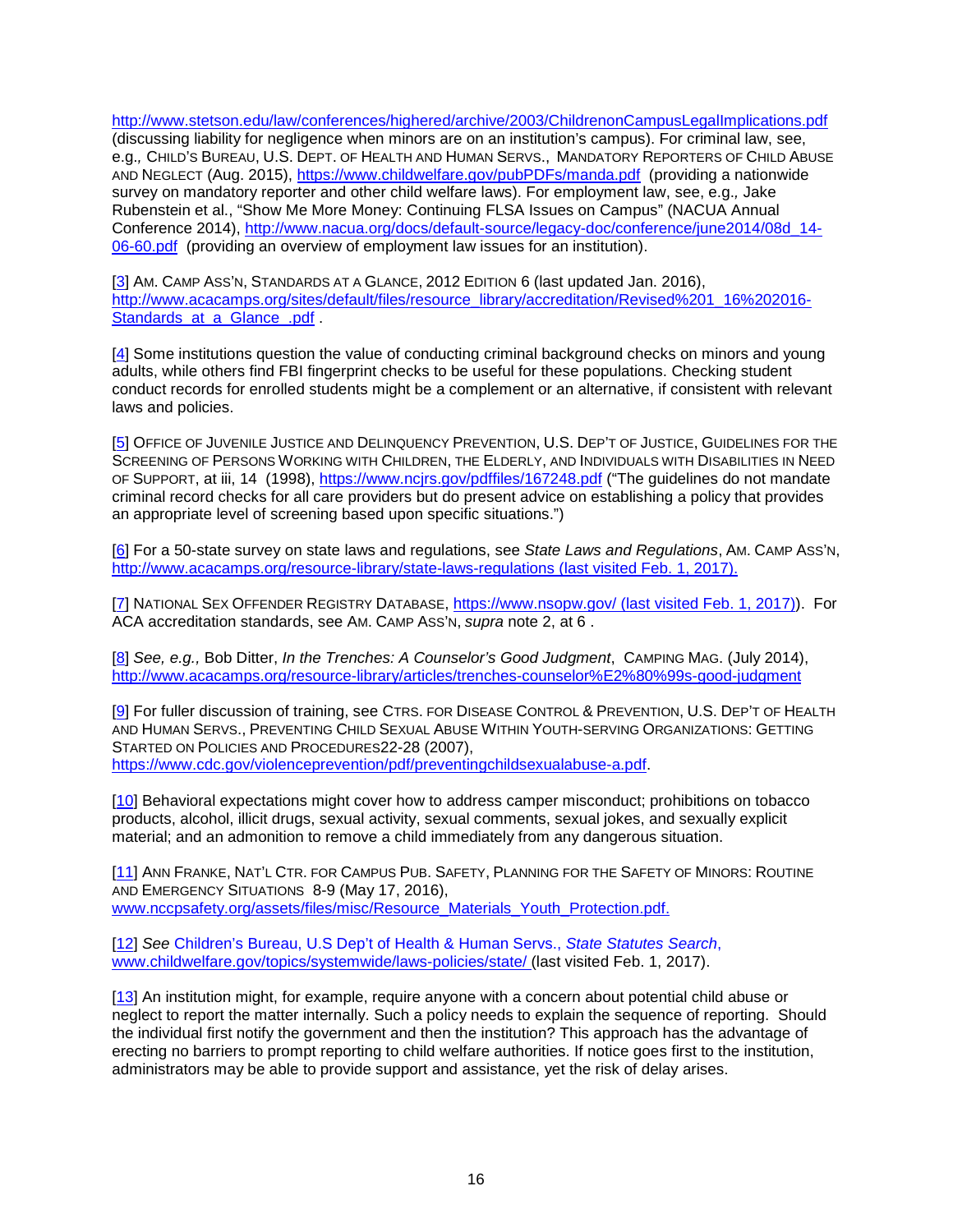http://www.stetson.edu/law/conferences/highered/archive/2003/ChildrenonCampusLegalImplications.pdf (discussing liability for negligence when minors are on an institution's campus). For criminal law, see, e.g., CHILD'S BUREAU, U.S. DEPT. OF HEALTH AND HUMAN SERVS., MANDATORY REPORTERS OF CHILD ABUSE AND NEGLECT (Aug. 2015), https://www.childwelfare.gov/pubPDFs/manda.pdf (providing a nationwide survey on mandatory reporter and other child welfare laws). For employment law, see, e.g., Jake Rubenstein et al., "Show Me More Money: Continuing FLSA Issues on Campus" (NACUA Annual Conference 2014), http://www.nacua.org/docs/default-source/legacy-doc/conference/june2014/08d_14-06-60.pdf (providing an overview of employment law issues for an institution).

[3] AM. CAMP ASS'N, STANDARDS AT A GLANCE, 2012 EDITION 6 (last updated Jan. 2016), http://www.acacamps.org/sites/default/files/resource_library/accreditation/Revised%201_16%202016-Standards_at_a_Glance_.pdf .

[4] Some institutions question the value of conducting criminal background checks on minors and young adults, while others find FBI fingerprint checks to be useful for these populations. Checking student conduct records for enrolled students might be a complement or an alternative, if consistent with relevant laws and policies.

[5] OFFICE OF JUVENILE JUSTICE AND DELINQUENCY PREVENTION, U.S. DEP'T OF JUSTICE, GUIDELINES FOR THE SCREENING OF PERSONS WORKING WITH CHILDREN, THE ELDERLY, AND INDIVIDUALS WITH DISABILITIES IN NEED OF SUPPORT, at iii, 14 (1998), https://www.ncjrs.gov/pdffiles/167248.pdf ("The guidelines do not mandate criminal record checks for all care providers but do present advice on establishing a policy that provides an appropriate level of screening based upon specific situations.")

[6] For a 50-state survey on state laws and regulations, see *State Laws and Regulations*, AM. CAMP ASS'N, http://www.acacamps.org/resource-library/state-laws-regulations (last visited Feb. 1, 2017).

[7] NATIONAL SEX OFFENDER REGISTRY DATABASE, https://www.nsopw.gov/ (last visited Feb. 1, 2017)). For ACA accreditation standards, see AM. CAMP ASS'N, *supra* note 2, at 6 .

[8] *See, e.g.,* Bob Ditter, *In the Trenches: A Counselor's Good Judgment*, CAMPING MAG. (July 2014), http://www.acacamps.org/resource-library/articles/trenches-counselor%E2%80%99s-good-judgment

[9] For fuller discussion of training, see CTRS. FOR DISEASE CONTROL & PREVENTION, U.S. DEP'T OF HEALTH AND HUMAN SERVS., PREVENTING CHILD SEXUAL ABUSE WITHIN YOUTH-SERVING ORGANIZATIONS: GETTING STARTED ON POLICIES AND PROCEDURES22-28 (2007), https://www.cdc.gov/violenceprevention/pdf/preventingchildsexualabuse-a.pdf.

[10] Behavioral expectations might cover how to address camper misconduct; prohibitions on tobacco products, alcohol, illicit drugs, sexual activity, sexual comments, sexual jokes, and sexually explicit material; and an admonition to remove a child immediately from any dangerous situation.

[11] ANN FRANKE, NAT'L CTR. FOR CAMPUS PUB. SAFETY, PLANNING FOR THE SAFETY OF MINORS: ROUTINE AND EMERGENCY SITUATIONS 8-9 (May 17, 2016), www.nccpsafety.org/assets/files/misc/Resource_Materials_Youth_Protection.pdf.

[12] *See* Children's Bureau, U.S Dep't of Health & Human Servs., *State Statutes Search*, www.childwelfare.gov/topics/systemwide/laws-policies/state/ (last visited Feb. 1, 2017).

[13] An institution might, for example, require anyone with a concern about potential child abuse or neglect to report the matter internally. Such a policy needs to explain the sequence of reporting. Should the individual first notify the government and then the institution? This approach has the advantage of erecting no barriers to prompt reporting to child welfare authorities. If notice goes first to the institution, administrators may be able to provide support and assistance, yet the risk of delay arises.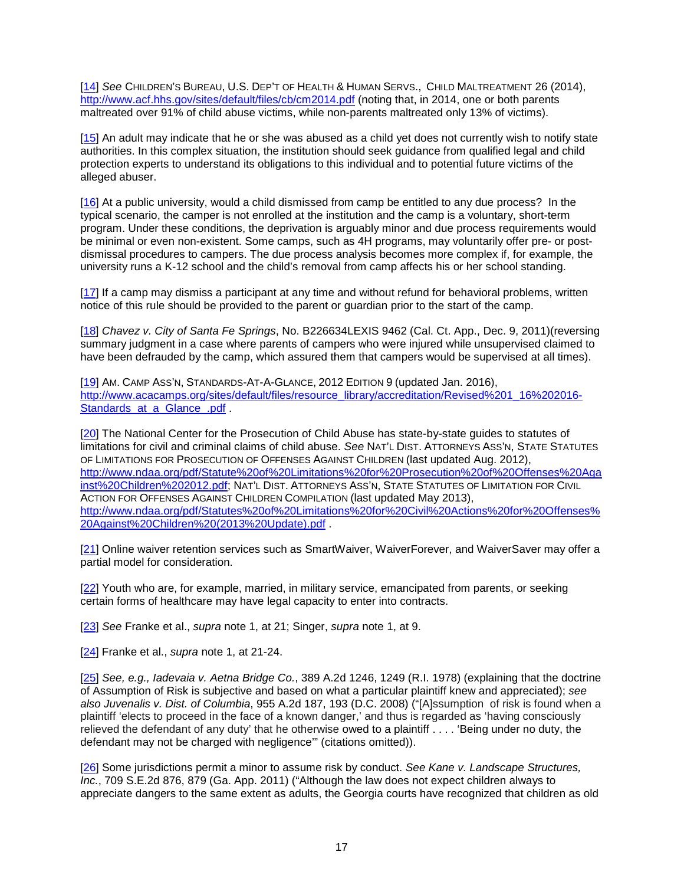[14] *See* CHILDREN'S BUREAU, U.S. DEP'T OF HEALTH & HUMAN SERVS., CHILD MALTREATMENT 26 (2014), http://www.acf.hhs.gov/sites/default/files/cb/cm2014.pdf (noting that, in 2014, one or both parents maltreated over 91% of child abuse victims, while non-parents maltreated only 13% of victims).

[15] An adult may indicate that he or she was abused as a child yet does not currently wish to notify state authorities. In this complex situation, the institution should seek guidance from qualified legal and child protection experts to understand its obligations to this individual and to potential future victims of the alleged abuser.

[16] At a public university, would a child dismissed from camp be entitled to any due process? In the typical scenario, the camper is not enrolled at the institution and the camp is a voluntary, short-term program. Under these conditions, the deprivation is arguably minor and due process requirements would be minimal or even non-existent. Some camps, such as 4H programs, may voluntarily offer pre- or post-dismissal procedures to campers. The due process analysis becomes more complex if, for example, the university runs a K-12 school and the child's removal from camp affects his or her school standing.

[17] If a camp may dismiss a participant at any time and without refund for behavioral problems, written notice of this rule should be provided to the parent or guardian prior to the start of the camp.

[18] *Chavez v. City of Santa Fe Springs*, No. B226634LEXIS 9462 (Cal. Ct. App., Dec. 9, 2011)(reversing summary judgment in a case where parents of campers who were injured while unsupervised claimed to have been defrauded by the camp, which assured them that campers would be supervised at all times).

[19] AM. CAMP ASS'N, STANDARDS-AT-A-GLANCE, 2012 EDITION 9 (updated Jan. 2016), http://www.acacamps.org/sites/default/files/resource_library/accreditation/Revised%201_16%202016-Standards_at_a_Glance_.pdf .

[20] The National Center for the Prosecution of Child Abuse has state-by-state guides to statutes of limitations for civil and criminal claims of child abuse. *See* NAT'L DIST. ATTORNEYS ASS'N, STATE STATUTES OF LIMITATIONS FOR PROSECUTION OF OFFENSES AGAINST CHILDREN (last updated Aug. 2012), http://www.ndaa.org/pdf/Statute%20of%20Limitations%20for%20Prosecution%20of%20Offenses%20Against%20Children%202012.pdf; NAT'L DIST. ATTORNEYS ASS'N, STATE STATUTES OF LIMITATION FOR CIVIL ACTION FOR OFFENSES AGAINST CHILDREN COMPILATION (last updated May 2013), http://www.ndaa.org/pdf/Statutes%20of%20Limitations%20for%20Civil%20Actions%20for%20Offenses%20Against%20Children%20(2013%20Update).pdf .

[21] Online waiver retention services such as SmartWaiver, WaiverForever, and WaiverSaver may offer a partial model for consideration.

[22] Youth who are, for example, married, in military service, emancipated from parents, or seeking certain forms of healthcare may have legal capacity to enter into contracts.

[23] *See* Franke et al., *supra* note 1, at 21; Singer, *supra* note 1, at 9.

[24] Franke et al., *supra* note 1, at 21-24.

[25] *See, e.g., Iadevaia v. Aetna Bridge Co.*, 389 A.2d 1246, 1249 (R.I. 1978) (explaining that the doctrine of Assumption of Risk is subjective and based on what a particular plaintiff knew and appreciated); *see also Juvenalis v. Dist. of Columbia*, 955 A.2d 187, 193 (D.C. 2008) ("[A]ssumption of risk is found when a plaintiff 'elects to proceed in the face of a known danger,' and thus is regarded as 'having consciously relieved the defendant of any duty' that he otherwise owed to a plaintiff . . . . 'Being under no duty, the defendant may not be charged with negligence'" (citations omitted)).

[26] Some jurisdictions permit a minor to assume risk by conduct. *See Kane v. Landscape Structures, Inc.*, 709 S.E.2d 876, 879 (Ga. App. 2011) ("Although the law does not expect children always to appreciate dangers to the same extent as adults, the Georgia courts have recognized that children as old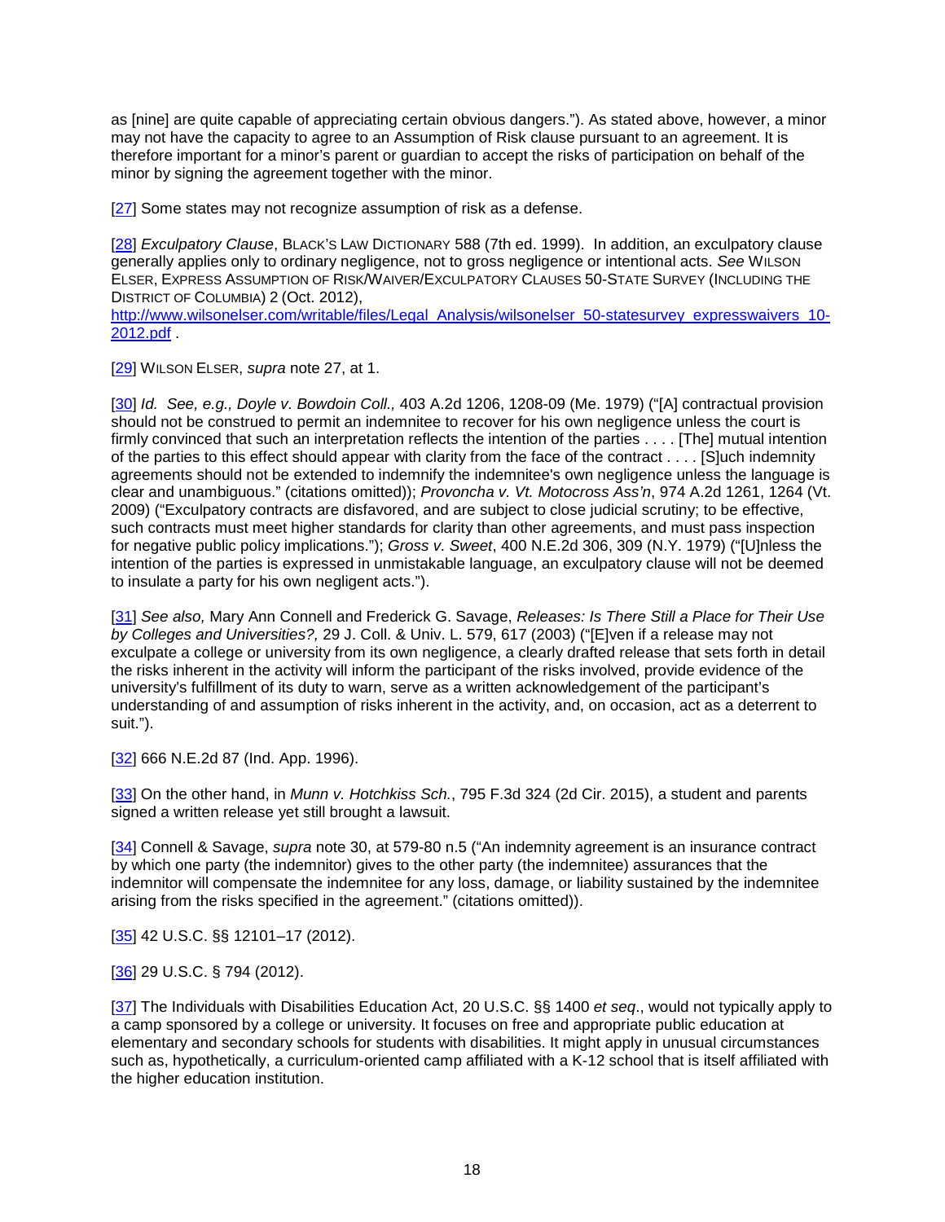as [nine] are quite capable of appreciating certain obvious dangers."). As stated above, however, a minor may not have the capacity to agree to an Assumption of Risk clause pursuant to an agreement. It is therefore important for a minor's parent or guardian to accept the risks of participation on behalf of the minor by signing the agreement together with the minor.

[27] Some states may not recognize assumption of risk as a defense.

[28] *Exculpatory Clause*, BLACK'S LAW DICTIONARY 588 (7th ed. 1999). In addition, an exculpatory clause generally applies only to ordinary negligence, not to gross negligence or intentional acts. *See* WILSON ELSER, EXPRESS ASSUMPTION OF RISK/WAIVER/EXCULPATORY CLAUSES 50-STATE SURVEY (INCLUDING THE DISTRICT OF COLUMBIA) 2 (Oct. 2012), http://www.wilsonelser.com/writable/files/Legal_Analysis/wilsonelser_50-statesurvey_expresswaivers_10-2012.pdf .

[29] WILSON ELSER, *supra* note 27, at 1.

[30] *Id. See, e.g., Doyle v. Bowdoin Coll.,* 403 A.2d 1206, 1208-09 (Me. 1979) ("[A] contractual provision should not be construed to permit an indemnitee to recover for his own negligence unless the court is firmly convinced that such an interpretation reflects the intention of the parties . . . . [The] mutual intention of the parties to this effect should appear with clarity from the face of the contract . . . . [S]uch indemnity agreements should not be extended to indemnify the indemnitee's own negligence unless the language is clear and unambiguous." (citations omitted)); *Provoncha v. Vt. Motocross Ass'n*, 974 A.2d 1261, 1264 (Vt. 2009) ("Exculpatory contracts are disfavored, and are subject to close judicial scrutiny; to be effective, such contracts must meet higher standards for clarity than other agreements, and must pass inspection for negative public policy implications."); *Gross v. Sweet*, 400 N.E.2d 306, 309 (N.Y. 1979) ("[U]nless the intention of the parties is expressed in unmistakable language, an exculpatory clause will not be deemed to insulate a party for his own negligent acts.").

[31] *See also,* Mary Ann Connell and Frederick G. Savage, *Releases: Is There Still a Place for Their Use by Colleges and Universities?,* 29 J. Coll. & Univ. L. 579, 617 (2003) ("[E]ven if a release may not exculpate a college or university from its own negligence, a clearly drafted release that sets forth in detail the risks inherent in the activity will inform the participant of the risks involved, provide evidence of the university's fulfillment of its duty to warn, serve as a written acknowledgement of the participant's understanding of and assumption of risks inherent in the activity, and, on occasion, act as a deterrent to suit.").

[32] 666 N.E.2d 87 (Ind. App. 1996).

[33] On the other hand, in *Munn v. Hotchkiss Sch.*, 795 F.3d 324 (2d Cir. 2015), a student and parents signed a written release yet still brought a lawsuit.

[34] Connell & Savage, *supra* note 30, at 579-80 n.5 ("An indemnity agreement is an insurance contract by which one party (the indemnitor) gives to the other party (the indemnitee) assurances that the indemnitor will compensate the indemnitee for any loss, damage, or liability sustained by the indemnitee arising from the risks specified in the agreement." (citations omitted)).

[35] 42 U.S.C. §§ 12101–17 (2012).

[36] 29 U.S.C. § 794 (2012).

[37] The Individuals with Disabilities Education Act, 20 U.S.C. §§ 1400 *et seq*., would not typically apply to a camp sponsored by a college or university. It focuses on free and appropriate public education at elementary and secondary schools for students with disabilities. It might apply in unusual circumstances such as, hypothetically, a curriculum-oriented camp affiliated with a K-12 school that is itself affiliated with the higher education institution.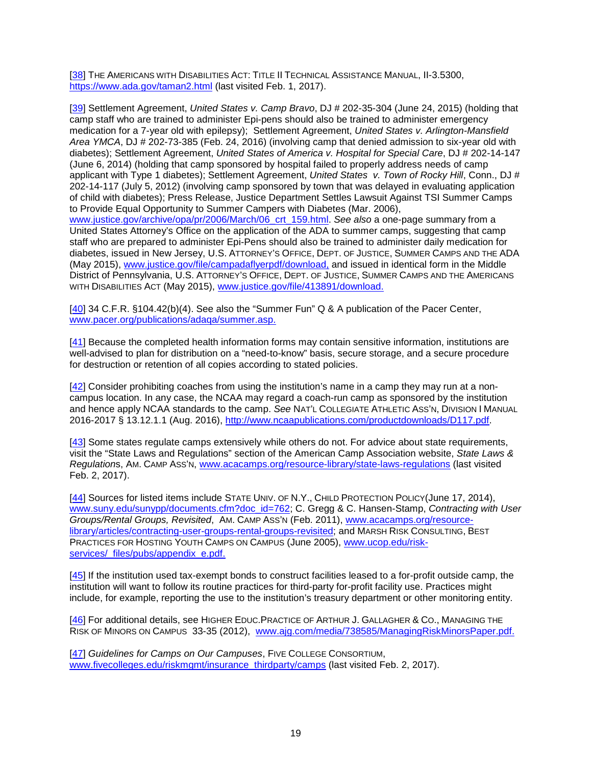[38] THE AMERICANS WITH DISABILITIES ACT: TITLE II TECHNICAL ASSISTANCE MANUAL, II-3.5300, https://www.ada.gov/taman2.html (last visited Feb. 1, 2017).

[39] Settlement Agreement, *United States v. Camp Bravo*, DJ # 202-35-304 (June 24, 2015) (holding that camp staff who are trained to administer Epi-pens should also be trained to administer emergency medication for a 7-year old with epilepsy); Settlement Agreement, *United States v. Arlington-Mansfield Area YMCA*, DJ # 202-73-385 (Feb. 24, 2016) (involving camp that denied admission to six-year old with diabetes); Settlement Agreement, *United States of America v. Hospital for Special Care*, DJ # 202-14-147 (June 6, 2014) (holding that camp sponsored by hospital failed to properly address needs of camp applicant with Type 1 diabetes); Settlement Agreement, *United States v. Town of Rocky Hill*, Conn., DJ # 202-14-117 (July 5, 2012) (involving camp sponsored by town that was delayed in evaluating application of child with diabetes); Press Release, Justice Department Settles Lawsuit Against TSI Summer Camps to Provide Equal Opportunity to Summer Campers with Diabetes (Mar. 2006), www.justice.gov/archive/opa/pr/2006/March/06_crt_159.html. *See also* a one-page summary from a United States Attorney's Office on the application of the ADA to summer camps, suggesting that camp staff who are prepared to administer Epi-Pens should also be trained to administer daily medication for diabetes, issued in New Jersey, U.S. ATTORNEY'S OFFICE, DEPT. OF JUSTICE, SUMMER CAMPS AND THE ADA (May 2015), www.justice.gov/file/campadaflyerpdf/download, and issued in identical form in the Middle District of Pennsylvania, U.S. ATTORNEY'S OFFICE, DEPT. OF JUSTICE, SUMMER CAMPS AND THE AMERICANS WITH DISABILITIES ACT (May 2015), www.justice.gov/file/413891/download.

[40] 34 C.F.R. §104.42(b)(4). See also the "Summer Fun" Q & A publication of the Pacer Center, www.pacer.org/publications/adaqa/summer.asp.

[41] Because the completed health information forms may contain sensitive information, institutions are well-advised to plan for distribution on a "need-to-know" basis, secure storage, and a secure procedure for destruction or retention of all copies according to stated policies.

[42] Consider prohibiting coaches from using the institution's name in a camp they may run at a non-campus location. In any case, the NCAA may regard a coach-run camp as sponsored by the institution and hence apply NCAA standards to the camp. *See* NAT'L COLLEGIATE ATHLETIC ASS'N, DIVISION I MANUAL 2016-2017 § 13.12.1.1 (Aug. 2016), http://www.ncaapublications.com/productdownloads/D117.pdf.

[43] Some states regulate camps extensively while others do not. For advice about state requirements, visit the "State Laws and Regulations" section of the American Camp Association website, *State Laws & Regulations*, AM. CAMP ASS'N, www.acacamps.org/resource-library/state-laws-regulations (last visited Feb. 2, 2017).

[44] Sources for listed items include STATE UNIV. OF N.Y., CHILD PROTECTION POLICY(June 17, 2014), www.suny.edu/sunypp/documents.cfm?doc_id=762; C. Gregg & C. Hansen-Stamp, *Contracting with User Groups/Rental Groups, Revisited*, AM. CAMP ASS'N (Feb. 2011), www.acacamps.org/resource-library/articles/contracting-user-groups-rental-groups-revisited; and MARSH RISK CONSULTING, BEST PRACTICES FOR HOSTING YOUTH CAMPS ON CAMPUS (June 2005), www.ucop.edu/risk-services/_files/pubs/appendix_e.pdf.

[45] If the institution used tax-exempt bonds to construct facilities leased to a for-profit outside camp, the institution will want to follow its routine practices for third-party for-profit facility use. Practices might include, for example, reporting the use to the institution's treasury department or other monitoring entity.

[46] For additional details, see HIGHER EDUC.PRACTICE OF ARTHUR J. GALLAGHER & CO., MANAGING THE RISK OF MINORS ON CAMPUS 33-35 (2012), www.ajg.com/media/738585/ManagingRiskMinorsPaper.pdf.

[47] *Guidelines for Camps on Our Campuses*, FIVE COLLEGE CONSORTIUM, www.fivecolleges.edu/riskmgmt/insurance_thirdparty/camps (last visited Feb. 2, 2017).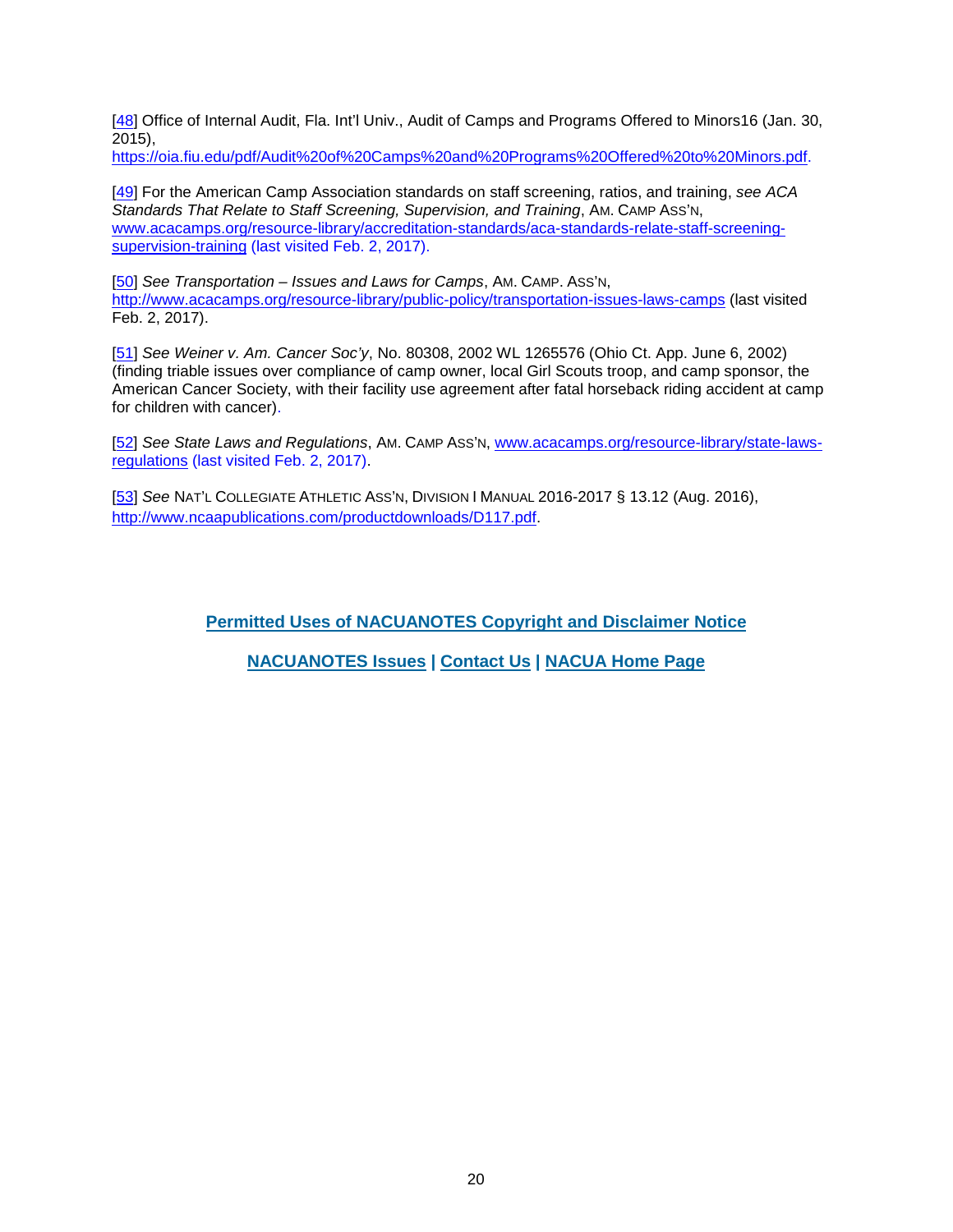[48] Office of Internal Audit, Fla. Int'l Univ., Audit of Camps and Programs Offered to Minors16 (Jan. 30, 2015), https://oia.fiu.edu/pdf/Audit%20of%20Camps%20and%20Programs%20Offered%20to%20Minors.pdf.

[49] For the American Camp Association standards on staff screening, ratios, and training, *see ACA Standards That Relate to Staff Screening, Supervision, and Training*, AM. CAMP ASS'N, www.acacamps.org/resource-library/accreditation-standards/aca-standards-relate-staff-screening-supervision-training (last visited Feb. 2, 2017).

[50] *See Transportation – Issues and Laws for Camps*, AM. CAMP. ASS'N, http://www.acacamps.org/resource-library/public-policy/transportation-issues-laws-camps (last visited Feb. 2, 2017).

[51] *See Weiner v. Am. Cancer Soc'y*, No. 80308, 2002 WL 1265576 (Ohio Ct. App. June 6, 2002) (finding triable issues over compliance of camp owner, local Girl Scouts troop, and camp sponsor, the American Cancer Society, with their facility use agreement after fatal horseback riding accident at camp for children with cancer).

[52] *See State Laws and Regulations*, AM. CAMP ASS'N, www.acacamps.org/resource-library/state-laws-regulations (last visited Feb. 2, 2017).

[53] *See* NAT'L COLLEGIATE ATHLETIC ASS'N, DIVISION I MANUAL 2016-2017 § 13.12 (Aug. 2016), http://www.ncaapublications.com/productdownloads/D117.pdf.

**Permitted Uses of NACUANOTES Copyright and Disclaimer Notice**

**NACUANOTES Issues | Contact Us | NACUA Home Page**